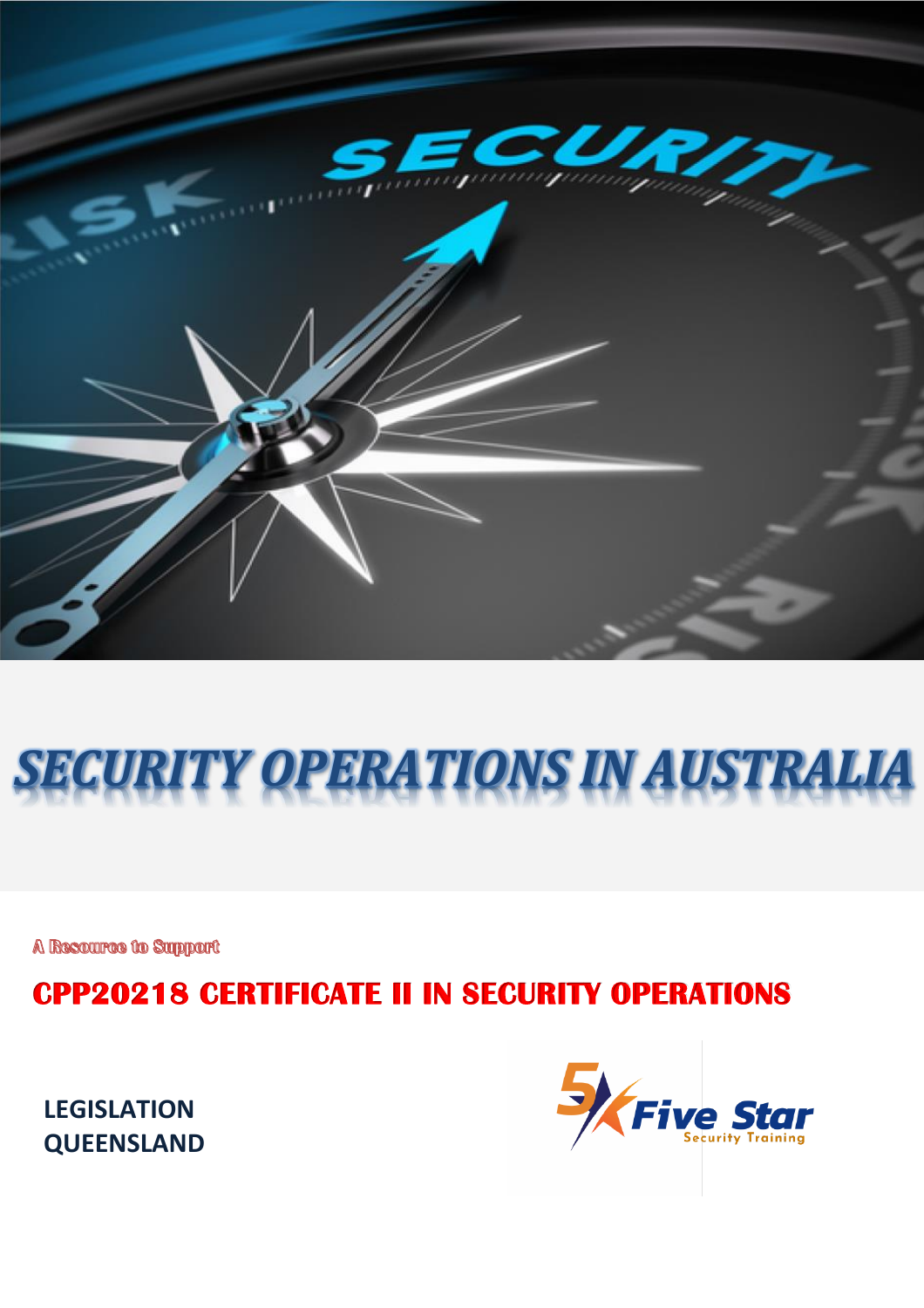# SECURITY OPERATIONS IN AUSTRALIA

A Resource to Support

## CPP20218 CERTIFICATE II IN SECURITY OPERATIONS

**LEGISLATION**
**QUEENSLAND**

Five Star
Security Training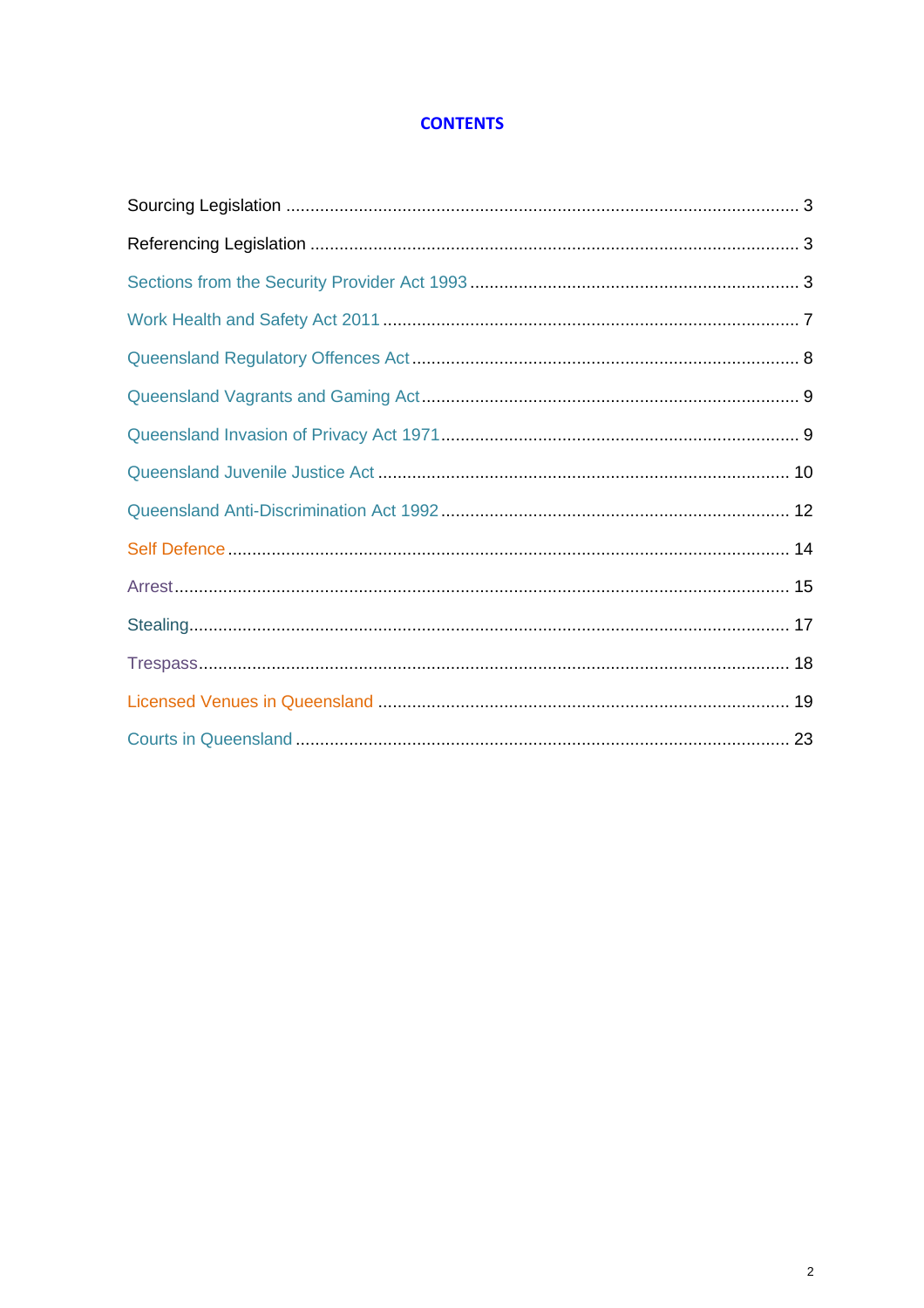# CONTENTS

Sourcing Legislation ........................................................................................................... 3

Referencing Legislation ...................................................................................................... 3

Sections from the Security Provider Act 1993 ..................................................................... 3

Work Health and Safety Act 2011 ....................................................................................... 7

Queensland Regulatory Offences Act .................................................................................. 8

Queensland Vagrants and Gaming Act ................................................................................ 9

Queensland Invasion of Privacy Act 1971 ........................................................................... 9

Queensland Juvenile Justice Act ....................................................................................... 10

Queensland Anti-Discrimination Act 1992 ......................................................................... 12

Self Defence ..................................................................................................................... 14

Arrest ................................................................................................................................ 15

Stealing ............................................................................................................................. 17

Trespass ............................................................................................................................ 18

Licensed Venues in Queensland ....................................................................................... 19

Courts in Queensland ....................................................................................................... 23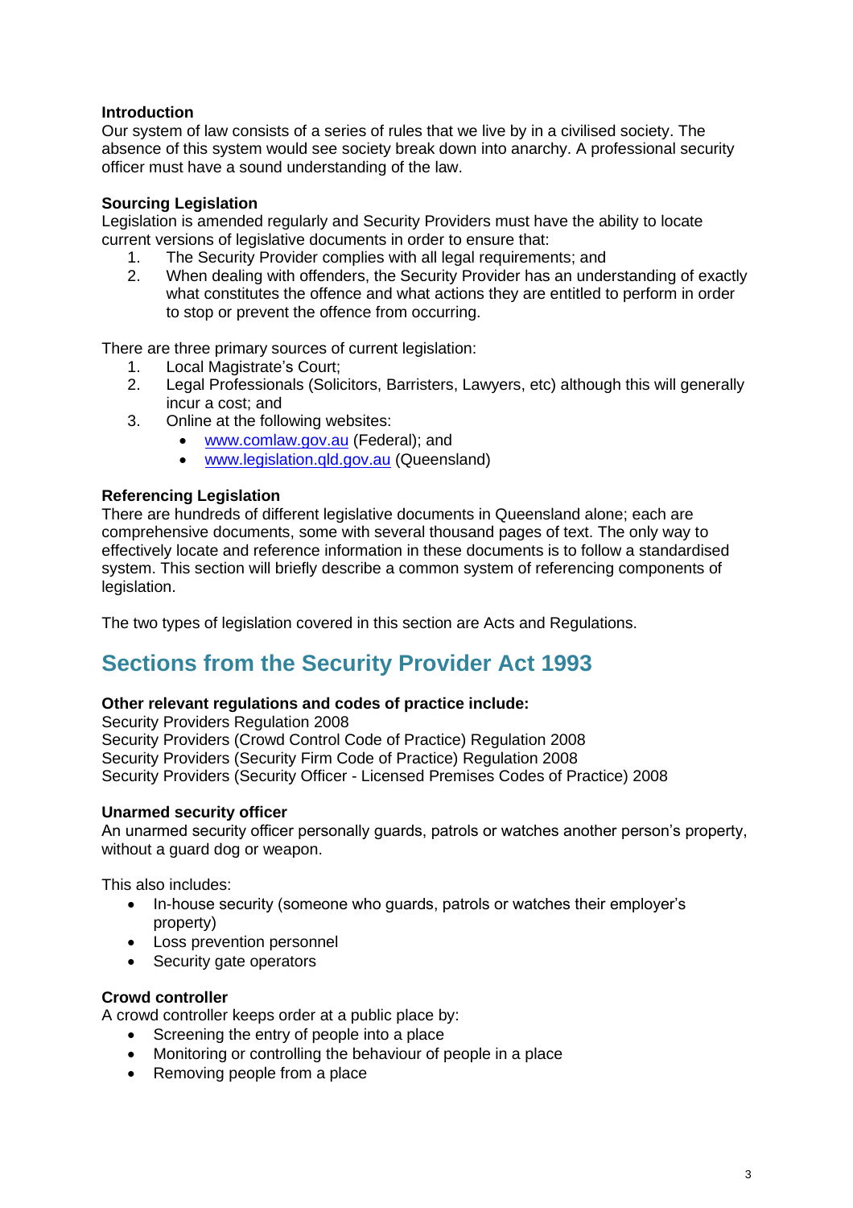**Introduction**
Our system of law consists of a series of rules that we live by in a civilised society. The absence of this system would see society break down into anarchy. A professional security officer must have a sound understanding of the law.

**Sourcing Legislation**
Legislation is amended regularly and Security Providers must have the ability to locate current versions of legislative documents in order to ensure that:

1. The Security Provider complies with all legal requirements; and
2. When dealing with offenders, the Security Provider has an understanding of exactly what constitutes the offence and what actions they are entitled to perform in order to stop or prevent the offence from occurring.

There are three primary sources of current legislation:

1. Local Magistrate's Court;
2. Legal Professionals (Solicitors, Barristers, Lawyers, etc) although this will generally incur a cost; and
3. Online at the following websites:
   - www.comlaw.gov.au (Federal); and
   - www.legislation.qld.gov.au (Queensland)

**Referencing Legislation**
There are hundreds of different legislative documents in Queensland alone; each are comprehensive documents, some with several thousand pages of text. The only way to effectively locate and reference information in these documents is to follow a standardised system. This section will briefly describe a common system of referencing components of legislation.

The two types of legislation covered in this section are Acts and Regulations.

## Sections from the Security Provider Act 1993

**Other relevant regulations and codes of practice include:**
Security Providers Regulation 2008
Security Providers (Crowd Control Code of Practice) Regulation 2008
Security Providers (Security Firm Code of Practice) Regulation 2008
Security Providers (Security Officer - Licensed Premises Codes of Practice) 2008

**Unarmed security officer**
An unarmed security officer personally guards, patrols or watches another person's property, without a guard dog or weapon.

This also includes:

- In-house security (someone who guards, patrols or watches their employer's property)
- Loss prevention personnel
- Security gate operators

**Crowd controller**
A crowd controller keeps order at a public place by:

- Screening the entry of people into a place
- Monitoring or controlling the behaviour of people in a place
- Removing people from a place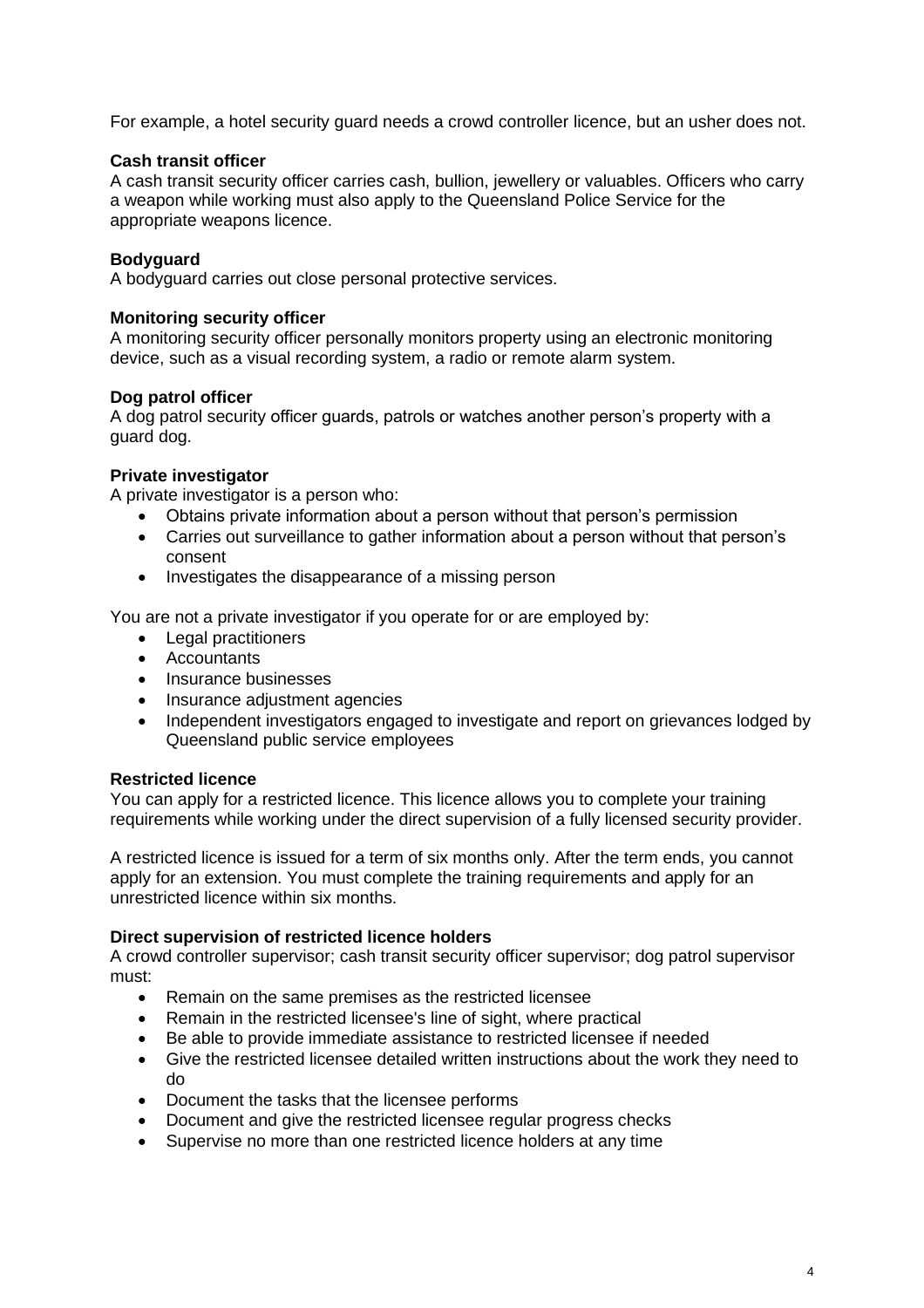For example, a hotel security guard needs a crowd controller licence, but an usher does not.

**Cash transit officer**
A cash transit security officer carries cash, bullion, jewellery or valuables. Officers who carry a weapon while working must also apply to the Queensland Police Service for the appropriate weapons licence.

**Bodyguard**
A bodyguard carries out close personal protective services.

**Monitoring security officer**
A monitoring security officer personally monitors property using an electronic monitoring device, such as a visual recording system, a radio or remote alarm system.

**Dog patrol officer**
A dog patrol security officer guards, patrols or watches another person's property with a guard dog.

**Private investigator**
A private investigator is a person who:

- Obtains private information about a person without that person's permission
- Carries out surveillance to gather information about a person without that person's consent
- Investigates the disappearance of a missing person

You are not a private investigator if you operate for or are employed by:

- Legal practitioners
- Accountants
- Insurance businesses
- Insurance adjustment agencies
- Independent investigators engaged to investigate and report on grievances lodged by Queensland public service employees

**Restricted licence**
You can apply for a restricted licence. This licence allows you to complete your training requirements while working under the direct supervision of a fully licensed security provider.

A restricted licence is issued for a term of six months only. After the term ends, you cannot apply for an extension. You must complete the training requirements and apply for an unrestricted licence within six months.

**Direct supervision of restricted licence holders**
A crowd controller supervisor; cash transit security officer supervisor; dog patrol supervisor must:

- Remain on the same premises as the restricted licensee
- Remain in the restricted licensee's line of sight, where practical
- Be able to provide immediate assistance to restricted licensee if needed
- Give the restricted licensee detailed written instructions about the work they need to do
- Document the tasks that the licensee performs
- Document and give the restricted licensee regular progress checks
- Supervise no more than one restricted licence holders at any time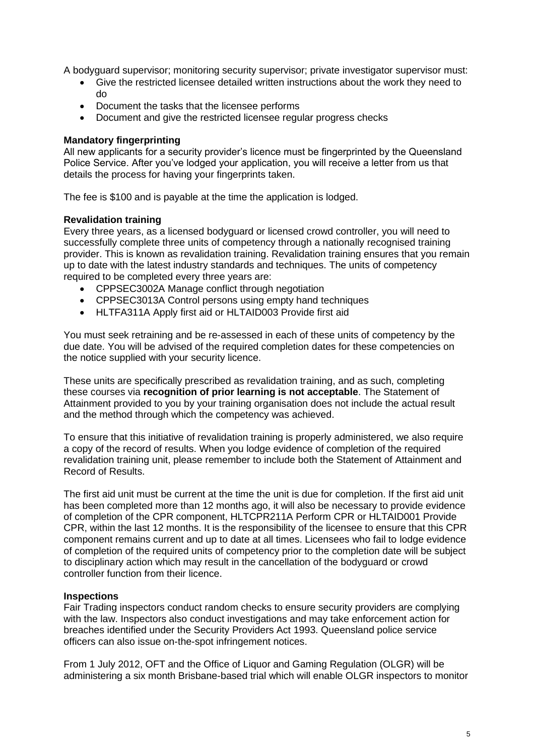A bodyguard supervisor; monitoring security supervisor; private investigator supervisor must:

- Give the restricted licensee detailed written instructions about the work they need to do
- Document the tasks that the licensee performs
- Document and give the restricted licensee regular progress checks

**Mandatory fingerprinting**

All new applicants for a security provider's licence must be fingerprinted by the Queensland Police Service. After you've lodged your application, you will receive a letter from us that details the process for having your fingerprints taken.

The fee is $100 and is payable at the time the application is lodged.

**Revalidation training**

Every three years, as a licensed bodyguard or licensed crowd controller, you will need to successfully complete three units of competency through a nationally recognised training provider. This is known as revalidation training. Revalidation training ensures that you remain up to date with the latest industry standards and techniques. The units of competency required to be completed every three years are:

- CPPSEC3002A Manage conflict through negotiation
- CPPSEC3013A Control persons using empty hand techniques
- HLTFA311A Apply first aid or HLTAID003 Provide first aid

You must seek retraining and be re-assessed in each of these units of competency by the due date. You will be advised of the required completion dates for these competencies on the notice supplied with your security licence.

These units are specifically prescribed as revalidation training, and as such, completing these courses via **recognition of prior learning is not acceptable**. The Statement of Attainment provided to you by your training organisation does not include the actual result and the method through which the competency was achieved.

To ensure that this initiative of revalidation training is properly administered, we also require a copy of the record of results. When you lodge evidence of completion of the required revalidation training unit, please remember to include both the Statement of Attainment and Record of Results.

The first aid unit must be current at the time the unit is due for completion. If the first aid unit has been completed more than 12 months ago, it will also be necessary to provide evidence of completion of the CPR component, HLTCPR211A Perform CPR or HLTAID001 Provide CPR, within the last 12 months. It is the responsibility of the licensee to ensure that this CPR component remains current and up to date at all times. Licensees who fail to lodge evidence of completion of the required units of competency prior to the completion date will be subject to disciplinary action which may result in the cancellation of the bodyguard or crowd controller function from their licence.

**Inspections**

Fair Trading inspectors conduct random checks to ensure security providers are complying with the law. Inspectors also conduct investigations and may take enforcement action for breaches identified under the Security Providers Act 1993. Queensland police service officers can also issue on-the-spot infringement notices.

From 1 July 2012, OFT and the Office of Liquor and Gaming Regulation (OLGR) will be administering a six month Brisbane-based trial which will enable OLGR inspectors to monitor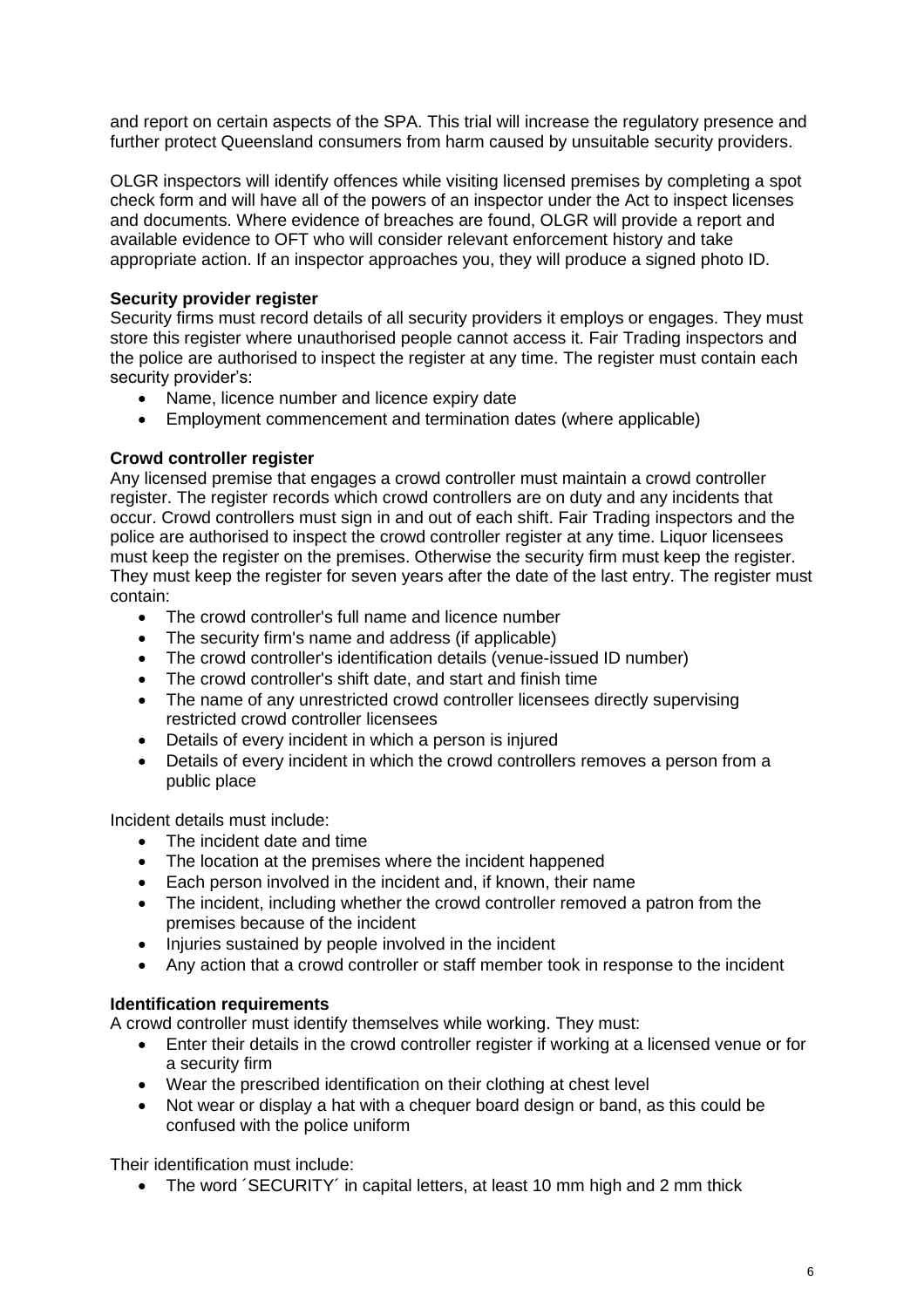and report on certain aspects of the SPA. This trial will increase the regulatory presence and further protect Queensland consumers from harm caused by unsuitable security providers.

OLGR inspectors will identify offences while visiting licensed premises by completing a spot check form and will have all of the powers of an inspector under the Act to inspect licenses and documents. Where evidence of breaches are found, OLGR will provide a report and available evidence to OFT who will consider relevant enforcement history and take appropriate action. If an inspector approaches you, they will produce a signed photo ID.

**Security provider register**

Security firms must record details of all security providers it employs or engages. They must store this register where unauthorised people cannot access it. Fair Trading inspectors and the police are authorised to inspect the register at any time. The register must contain each security provider's:

- Name, licence number and licence expiry date
- Employment commencement and termination dates (where applicable)

**Crowd controller register**

Any licensed premise that engages a crowd controller must maintain a crowd controller register. The register records which crowd controllers are on duty and any incidents that occur. Crowd controllers must sign in and out of each shift. Fair Trading inspectors and the police are authorised to inspect the crowd controller register at any time. Liquor licensees must keep the register on the premises. Otherwise the security firm must keep the register. They must keep the register for seven years after the date of the last entry. The register must contain:

- The crowd controller's full name and licence number
- The security firm's name and address (if applicable)
- The crowd controller's identification details (venue-issued ID number)
- The crowd controller's shift date, and start and finish time
- The name of any unrestricted crowd controller licensees directly supervising restricted crowd controller licensees
- Details of every incident in which a person is injured
- Details of every incident in which the crowd controllers removes a person from a public place

Incident details must include:

- The incident date and time
- The location at the premises where the incident happened
- Each person involved in the incident and, if known, their name
- The incident, including whether the crowd controller removed a patron from the premises because of the incident
- Injuries sustained by people involved in the incident
- Any action that a crowd controller or staff member took in response to the incident

**Identification requirements**

A crowd controller must identify themselves while working. They must:

- Enter their details in the crowd controller register if working at a licensed venue or for a security firm
- Wear the prescribed identification on their clothing at chest level
- Not wear or display a hat with a chequer board design or band, as this could be confused with the police uniform

Their identification must include:

- The word ´SECURITY´ in capital letters, at least 10 mm high and 2 mm thick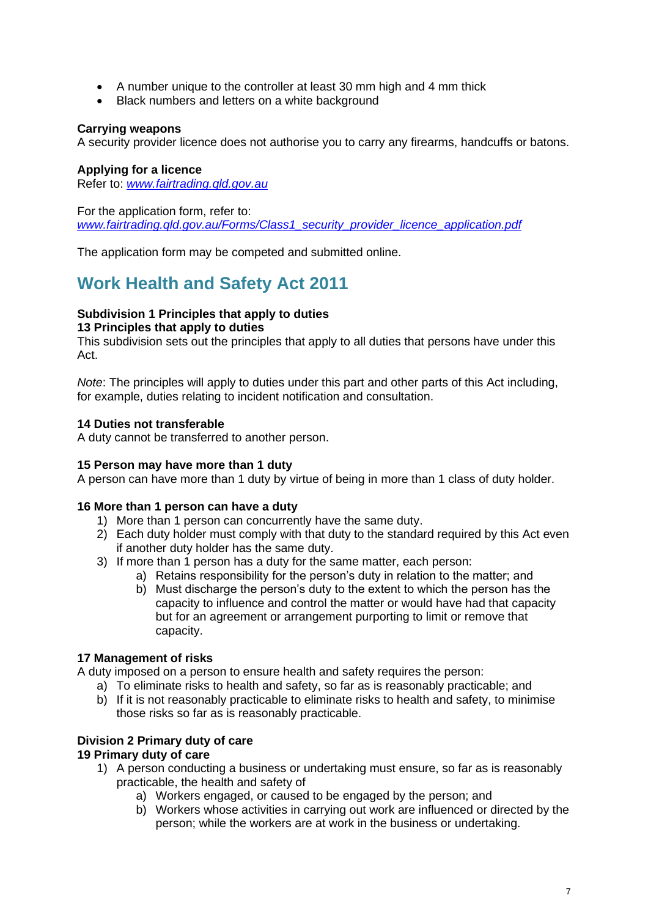- A number unique to the controller at least 30 mm high and 4 mm thick
- Black numbers and letters on a white background

**Carrying weapons**
A security provider licence does not authorise you to carry any firearms, handcuffs or batons.

**Applying for a licence**
Refer to: *[www.fairtrading.qld.gov.au](www.fairtrading.qld.gov.au)*

For the application form, refer to:
*[www.fairtrading.qld.gov.au/Forms/Class1_security_provider_licence_application.pdf](www.fairtrading.qld.gov.au/Forms/Class1_security_provider_licence_application.pdf)*

The application form may be competed and submitted online.

## Work Health and Safety Act 2011

**Subdivision 1 Principles that apply to duties**
**13 Principles that apply to duties**
This subdivision sets out the principles that apply to all duties that persons have under this Act.

*Note*: The principles will apply to duties under this part and other parts of this Act including, for example, duties relating to incident notification and consultation.

**14 Duties not transferable**
A duty cannot be transferred to another person.

**15 Person may have more than 1 duty**
A person can have more than 1 duty by virtue of being in more than 1 class of duty holder.

**16 More than 1 person can have a duty**

1) More than 1 person can concurrently have the same duty.
2) Each duty holder must comply with that duty to the standard required by this Act even if another duty holder has the same duty.
3) If more than 1 person has a duty for the same matter, each person:
    a) Retains responsibility for the person's duty in relation to the matter; and
    b) Must discharge the person's duty to the extent to which the person has the capacity to influence and control the matter or would have had that capacity but for an agreement or arrangement purporting to limit or remove that capacity.

**17 Management of risks**
A duty imposed on a person to ensure health and safety requires the person:

a) To eliminate risks to health and safety, so far as is reasonably practicable; and
b) If it is not reasonably practicable to eliminate risks to health and safety, to minimise those risks so far as is reasonably practicable.

**Division 2 Primary duty of care**
**19 Primary duty of care**

1) A person conducting a business or undertaking must ensure, so far as is reasonably practicable, the health and safety of
    a) Workers engaged, or caused to be engaged by the person; and
    b) Workers whose activities in carrying out work are influenced or directed by the person; while the workers are at work in the business or undertaking.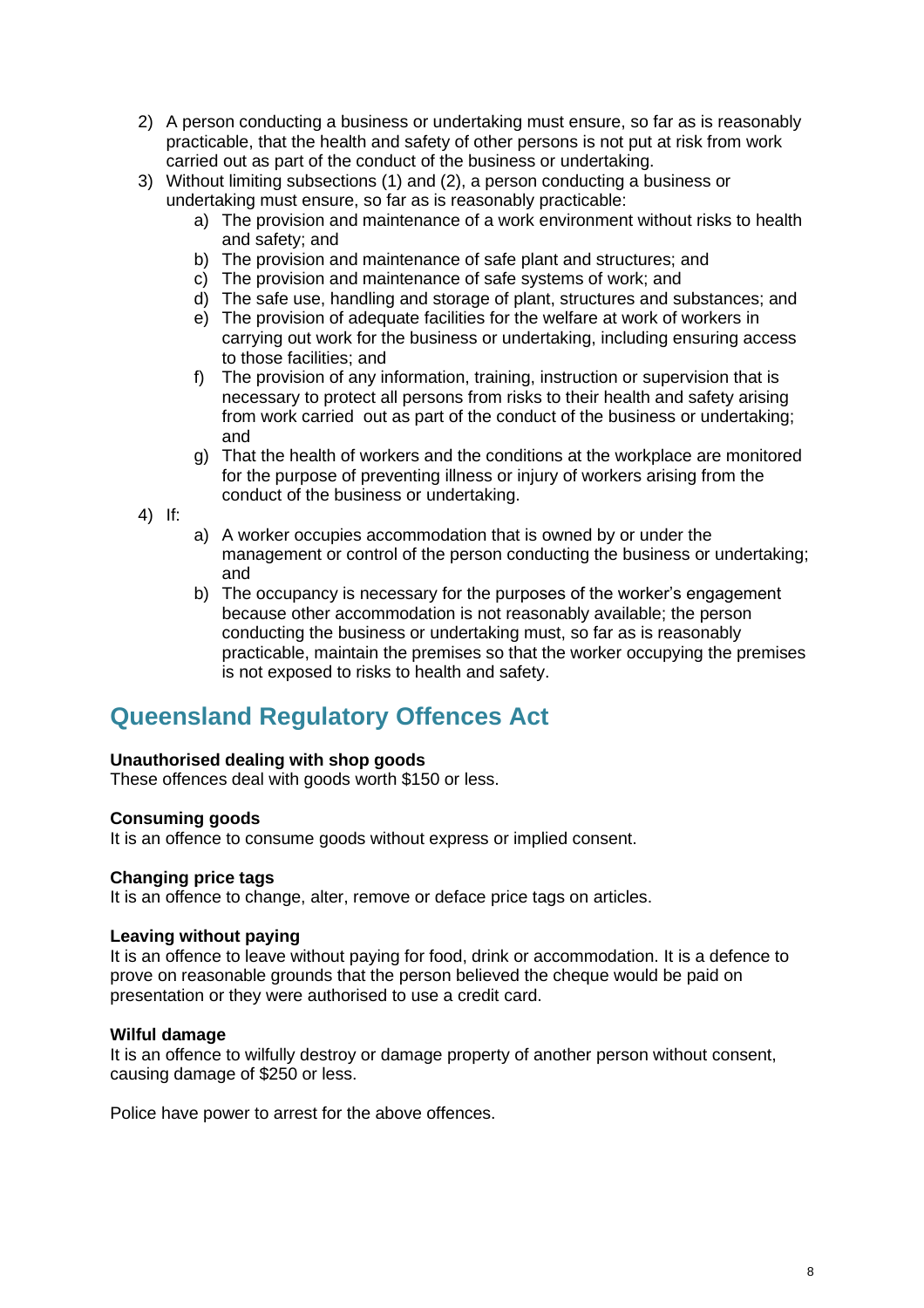2) A person conducting a business or undertaking must ensure, so far as is reasonably practicable, that the health and safety of other persons is not put at risk from work carried out as part of the conduct of the business or undertaking.
3) Without limiting subsections (1) and (2), a person conducting a business or undertaking must ensure, so far as is reasonably practicable:
   a) The provision and maintenance of a work environment without risks to health and safety; and
   b) The provision and maintenance of safe plant and structures; and
   c) The provision and maintenance of safe systems of work; and
   d) The safe use, handling and storage of plant, structures and substances; and
   e) The provision of adequate facilities for the welfare at work of workers in carrying out work for the business or undertaking, including ensuring access to those facilities; and
   f) The provision of any information, training, instruction or supervision that is necessary to protect all persons from risks to their health and safety arising from work carried out as part of the conduct of the business or undertaking; and
   g) That the health of workers and the conditions at the workplace are monitored for the purpose of preventing illness or injury of workers arising from the conduct of the business or undertaking.
4) If:
   a) A worker occupies accommodation that is owned by or under the management or control of the person conducting the business or undertaking; and
   b) The occupancy is necessary for the purposes of the worker's engagement because other accommodation is not reasonably available; the person conducting the business or undertaking must, so far as is reasonably practicable, maintain the premises so that the worker occupying the premises is not exposed to risks to health and safety.

## Queensland Regulatory Offences Act

**Unauthorised dealing with shop goods**
These offences deal with goods worth $150 or less.

**Consuming goods**
It is an offence to consume goods without express or implied consent.

**Changing price tags**
It is an offence to change, alter, remove or deface price tags on articles.

**Leaving without paying**
It is an offence to leave without paying for food, drink or accommodation. It is a defence to prove on reasonable grounds that the person believed the cheque would be paid on presentation or they were authorised to use a credit card.

**Wilful damage**
It is an offence to wilfully destroy or damage property of another person without consent, causing damage of $250 or less.

Police have power to arrest for the above offences.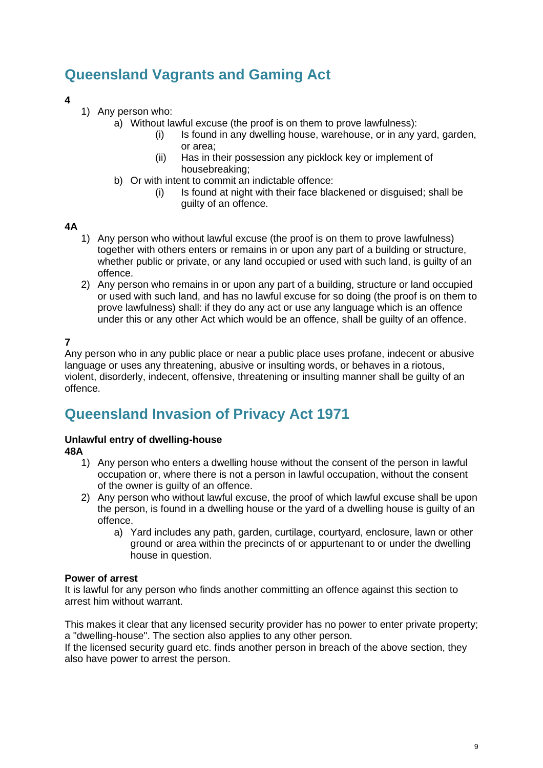## Queensland Vagrants and Gaming Act

**4**

1) Any person who:
    a) Without lawful excuse (the proof is on them to prove lawfulness):
        (i) Is found in any dwelling house, warehouse, or in any yard, garden, or area;
        (ii) Has in their possession any picklock key or implement of housebreaking;
    b) Or with intent to commit an indictable offence:
        (i) Is found at night with their face blackened or disguised; shall be guilty of an offence.

**4A**

1) Any person who without lawful excuse (the proof is on them to prove lawfulness) together with others enters or remains in or upon any part of a building or structure, whether public or private, or any land occupied or used with such land, is guilty of an offence.
2) Any person who remains in or upon any part of a building, structure or land occupied or used with such land, and has no lawful excuse for so doing (the proof is on them to prove lawfulness) shall: if they do any act or use any language which is an offence under this or any other Act which would be an offence, shall be guilty of an offence.

**7**

Any person who in any public place or near a public place uses profane, indecent or abusive language or uses any threatening, abusive or insulting words, or behaves in a riotous, violent, disorderly, indecent, offensive, threatening or insulting manner shall be guilty of an offence.

## Queensland Invasion of Privacy Act 1971

**Unlawful entry of dwelling-house**
**48A**

1) Any person who enters a dwelling house without the consent of the person in lawful occupation or, where there is not a person in lawful occupation, without the consent of the owner is guilty of an offence.
2) Any person who without lawful excuse, the proof of which lawful excuse shall be upon the person, is found in a dwelling house or the yard of a dwelling house is guilty of an offence.
    a) Yard includes any path, garden, curtilage, courtyard, enclosure, lawn or other ground or area within the precincts of or appurtenant to or under the dwelling house in question.

**Power of arrest**

It is lawful for any person who finds another committing an offence against this section to arrest him without warrant.

This makes it clear that any licensed security provider has no power to enter private property; a "dwelling-house". The section also applies to any other person.
If the licensed security guard etc. finds another person in breach of the above section, they also have power to arrest the person.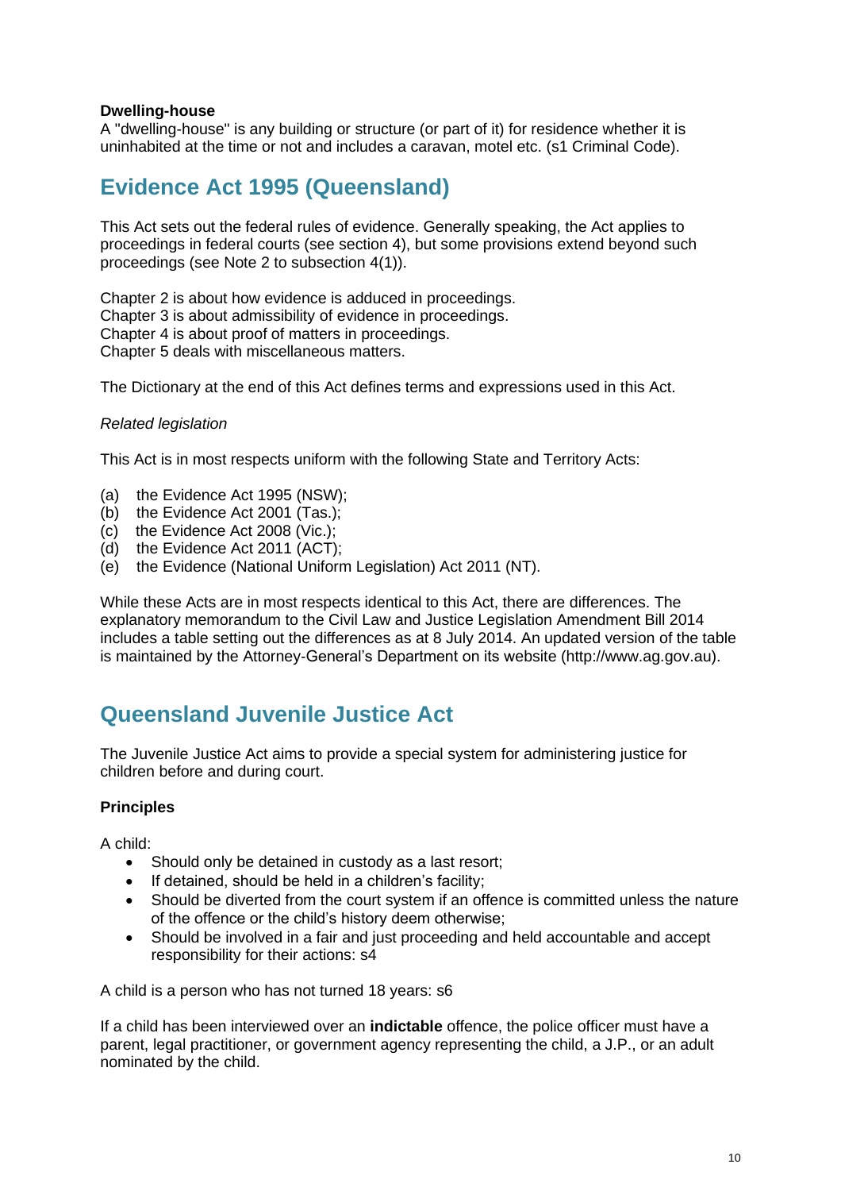**Dwelling-house**

A "dwelling-house" is any building or structure (or part of it) for residence whether it is uninhabited at the time or not and includes a caravan, motel etc. (s1 Criminal Code).

## Evidence Act 1995 (Queensland)

This Act sets out the federal rules of evidence. Generally speaking, the Act applies to proceedings in federal courts (see section 4), but some provisions extend beyond such proceedings (see Note 2 to subsection 4(1)).

Chapter 2 is about how evidence is adduced in proceedings.
Chapter 3 is about admissibility of evidence in proceedings.
Chapter 4 is about proof of matters in proceedings.
Chapter 5 deals with miscellaneous matters.

The Dictionary at the end of this Act defines terms and expressions used in this Act.

*Related legislation*

This Act is in most respects uniform with the following State and Territory Acts:

(a) the Evidence Act 1995 (NSW);
(b) the Evidence Act 2001 (Tas.);
(c) the Evidence Act 2008 (Vic.);
(d) the Evidence Act 2011 (ACT);
(e) the Evidence (National Uniform Legislation) Act 2011 (NT).

While these Acts are in most respects identical to this Act, there are differences. The explanatory memorandum to the Civil Law and Justice Legislation Amendment Bill 2014 includes a table setting out the differences as at 8 July 2014. An updated version of the table is maintained by the Attorney-General's Department on its website (http://www.ag.gov.au).

## Queensland Juvenile Justice Act

The Juvenile Justice Act aims to provide a special system for administering justice for children before and during court.

**Principles**

A child:

- Should only be detained in custody as a last resort;
- If detained, should be held in a children's facility;
- Should be diverted from the court system if an offence is committed unless the nature of the offence or the child's history deem otherwise;
- Should be involved in a fair and just proceeding and held accountable and accept responsibility for their actions: s4

A child is a person who has not turned 18 years: s6

If a child has been interviewed over an **indictable** offence, the police officer must have a parent, legal practitioner, or government agency representing the child, a J.P., or an adult nominated by the child.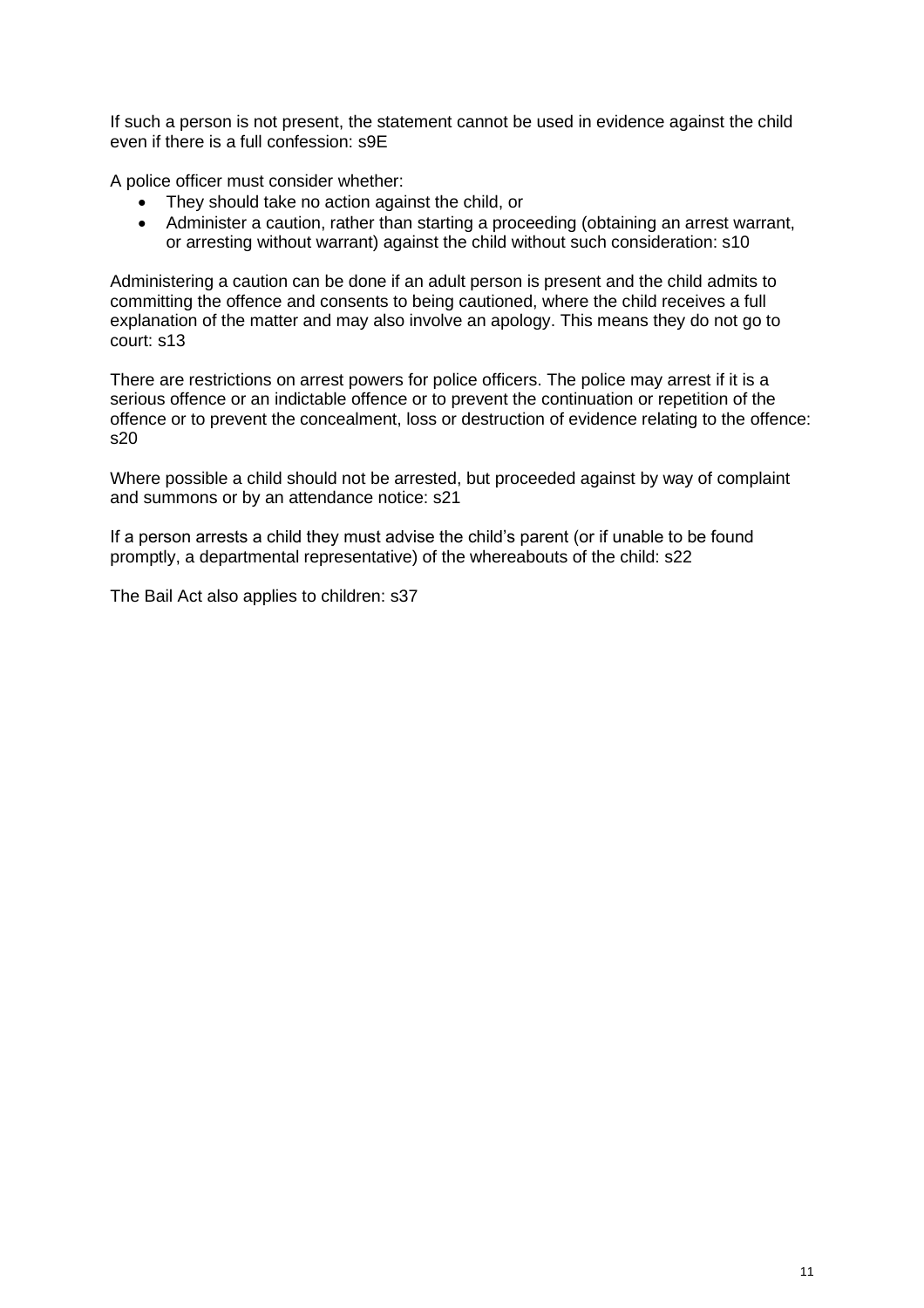If such a person is not present, the statement cannot be used in evidence against the child even if there is a full confession: s9E

A police officer must consider whether:

- They should take no action against the child, or
- Administer a caution, rather than starting a proceeding (obtaining an arrest warrant, or arresting without warrant) against the child without such consideration: s10

Administering a caution can be done if an adult person is present and the child admits to committing the offence and consents to being cautioned, where the child receives a full explanation of the matter and may also involve an apology. This means they do not go to court: s13

There are restrictions on arrest powers for police officers. The police may arrest if it is a serious offence or an indictable offence or to prevent the continuation or repetition of the offence or to prevent the concealment, loss or destruction of evidence relating to the offence: s20

Where possible a child should not be arrested, but proceeded against by way of complaint and summons or by an attendance notice: s21

If a person arrests a child they must advise the child's parent (or if unable to be found promptly, a departmental representative) of the whereabouts of the child: s22

The Bail Act also applies to children: s37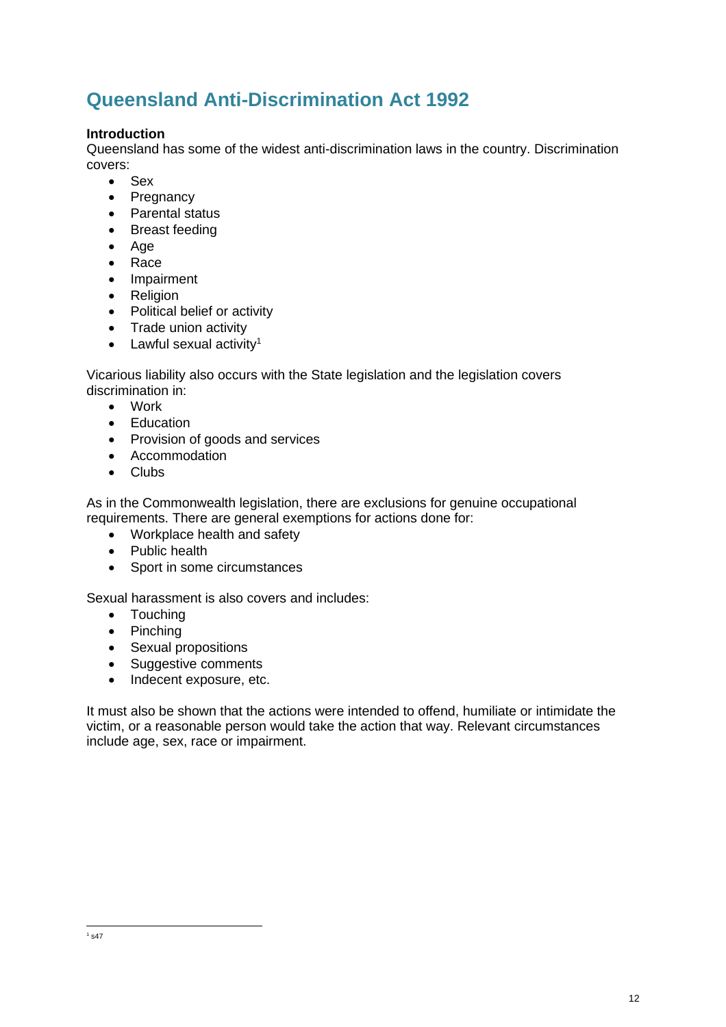# Queensland Anti-Discrimination Act 1992

**Introduction**

Queensland has some of the widest anti-discrimination laws in the country. Discrimination covers:

- Sex
- Pregnancy
- Parental status
- Breast feeding
- Age
- Race
- Impairment
- Religion
- Political belief or activity
- Trade union activity
- Lawful sexual activity[1]

Vicarious liability also occurs with the State legislation and the legislation covers discrimination in:

- Work
- Education
- Provision of goods and services
- Accommodation
- Clubs

As in the Commonwealth legislation, there are exclusions for genuine occupational requirements. There are general exemptions for actions done for:

- Workplace health and safety
- Public health
- Sport in some circumstances

Sexual harassment is also covers and includes:

- Touching
- Pinching
- Sexual propositions
- Suggestive comments
- Indecent exposure, etc.

It must also be shown that the actions were intended to offend, humiliate or intimidate the victim, or a reasonable person would take the action that way. Relevant circumstances include age, sex, race or impairment.

[1] s47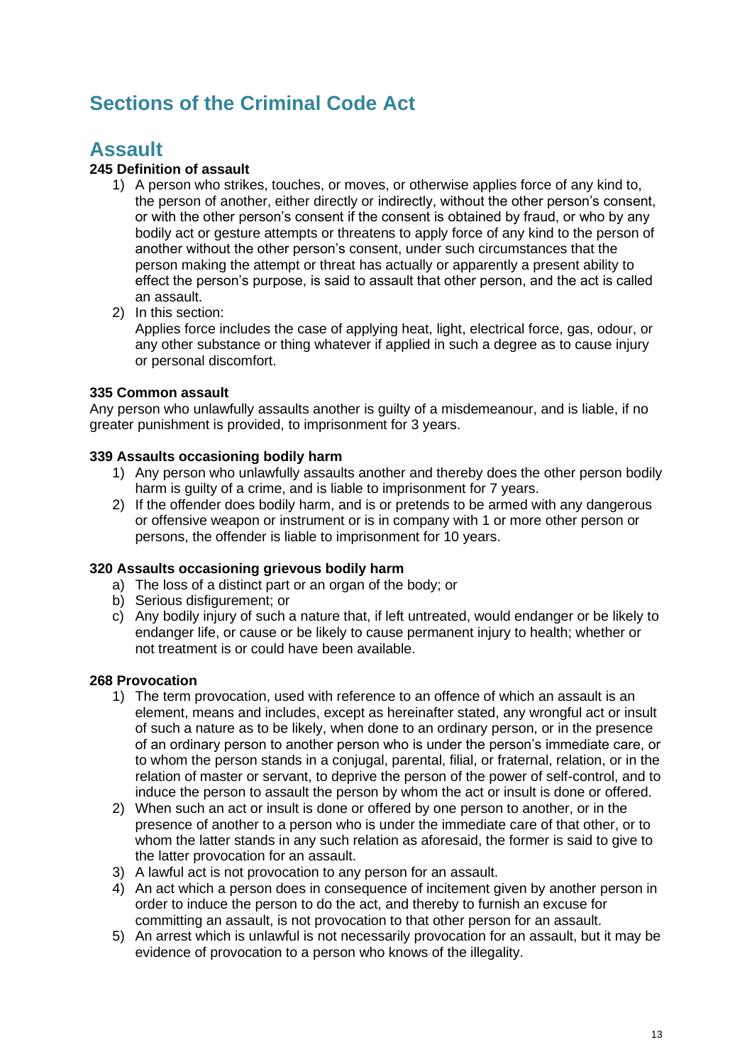# Sections of the Criminal Code Act

## Assault

**245 Definition of assault**

1) A person who strikes, touches, or moves, or otherwise applies force of any kind to, the person of another, either directly or indirectly, without the other person's consent, or with the other person's consent if the consent is obtained by fraud, or who by any bodily act or gesture attempts or threatens to apply force of any kind to the person of another without the other person's consent, under such circumstances that the person making the attempt or threat has actually or apparently a present ability to effect the person's purpose, is said to assault that other person, and the act is called an assault.
2) In this section:
   Applies force includes the case of applying heat, light, electrical force, gas, odour, or any other substance or thing whatever if applied in such a degree as to cause injury or personal discomfort.

**335 Common assault**

Any person who unlawfully assaults another is guilty of a misdemeanour, and is liable, if no greater punishment is provided, to imprisonment for 3 years.

**339 Assaults occasioning bodily harm**

1) Any person who unlawfully assaults another and thereby does the other person bodily harm is guilty of a crime, and is liable to imprisonment for 7 years.
2) If the offender does bodily harm, and is or pretends to be armed with any dangerous or offensive weapon or instrument or is in company with 1 or more other person or persons, the offender is liable to imprisonment for 10 years.

**320 Assaults occasioning grievous bodily harm**

a) The loss of a distinct part or an organ of the body; or
b) Serious disfigurement; or
c) Any bodily injury of such a nature that, if left untreated, would endanger or be likely to endanger life, or cause or be likely to cause permanent injury to health; whether or not treatment is or could have been available.

**268 Provocation**

1) The term provocation, used with reference to an offence of which an assault is an element, means and includes, except as hereinafter stated, any wrongful act or insult of such a nature as to be likely, when done to an ordinary person, or in the presence of an ordinary person to another person who is under the person's immediate care, or to whom the person stands in a conjugal, parental, filial, or fraternal, relation, or in the relation of master or servant, to deprive the person of the power of self-control, and to induce the person to assault the person by whom the act or insult is done or offered.
2) When such an act or insult is done or offered by one person to another, or in the presence of another to a person who is under the immediate care of that other, or to whom the latter stands in any such relation as aforesaid, the former is said to give to the latter provocation for an assault.
3) A lawful act is not provocation to any person for an assault.
4) An act which a person does in consequence of incitement given by another person in order to induce the person to do the act, and thereby to furnish an excuse for committing an assault, is not provocation to that other person for an assault.
5) An arrest which is unlawful is not necessarily provocation for an assault, but it may be evidence of provocation to a person who knows of the illegality.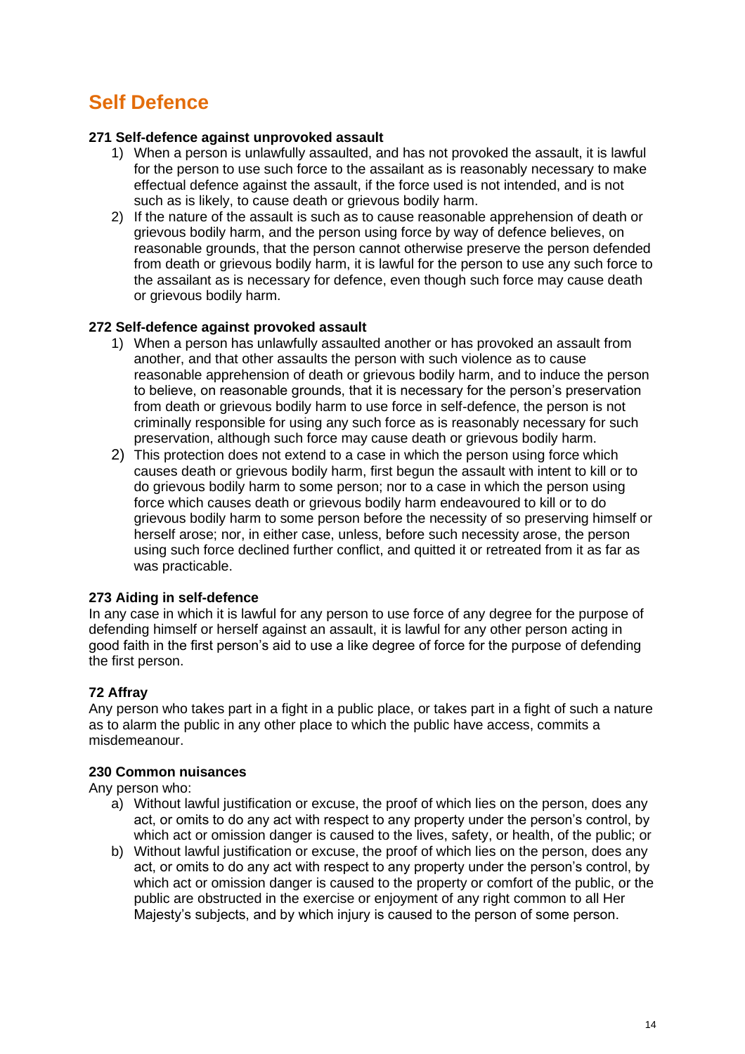# Self Defence

**271 Self-defence against unprovoked assault**

1) When a person is unlawfully assaulted, and has not provoked the assault, it is lawful for the person to use such force to the assailant as is reasonably necessary to make effectual defence against the assault, if the force used is not intended, and is not such as is likely, to cause death or grievous bodily harm.
2) If the nature of the assault is such as to cause reasonable apprehension of death or grievous bodily harm, and the person using force by way of defence believes, on reasonable grounds, that the person cannot otherwise preserve the person defended from death or grievous bodily harm, it is lawful for the person to use any such force to the assailant as is necessary for defence, even though such force may cause death or grievous bodily harm.

**272 Self-defence against provoked assault**

1) When a person has unlawfully assaulted another or has provoked an assault from another, and that other assaults the person with such violence as to cause reasonable apprehension of death or grievous bodily harm, and to induce the person to believe, on reasonable grounds, that it is necessary for the person's preservation from death or grievous bodily harm to use force in self-defence, the person is not criminally responsible for using any such force as is reasonably necessary for such preservation, although such force may cause death or grievous bodily harm.
2) This protection does not extend to a case in which the person using force which causes death or grievous bodily harm, first begun the assault with intent to kill or to do grievous bodily harm to some person; nor to a case in which the person using force which causes death or grievous bodily harm endeavoured to kill or to do grievous bodily harm to some person before the necessity of so preserving himself or herself arose; nor, in either case, unless, before such necessity arose, the person using such force declined further conflict, and quitted it or retreated from it as far as was practicable.

**273 Aiding in self-defence**

In any case in which it is lawful for any person to use force of any degree for the purpose of defending himself or herself against an assault, it is lawful for any other person acting in good faith in the first person's aid to use a like degree of force for the purpose of defending the first person.

**72 Affray**

Any person who takes part in a fight in a public place, or takes part in a fight of such a nature as to alarm the public in any other place to which the public have access, commits a misdemeanour.

**230 Common nuisances**

Any person who:

a) Without lawful justification or excuse, the proof of which lies on the person, does any act, or omits to do any act with respect to any property under the person's control, by which act or omission danger is caused to the lives, safety, or health, of the public; or
b) Without lawful justification or excuse, the proof of which lies on the person, does any act, or omits to do any act with respect to any property under the person's control, by which act or omission danger is caused to the property or comfort of the public, or the public are obstructed in the exercise or enjoyment of any right common to all Her Majesty's subjects, and by which injury is caused to the person of some person.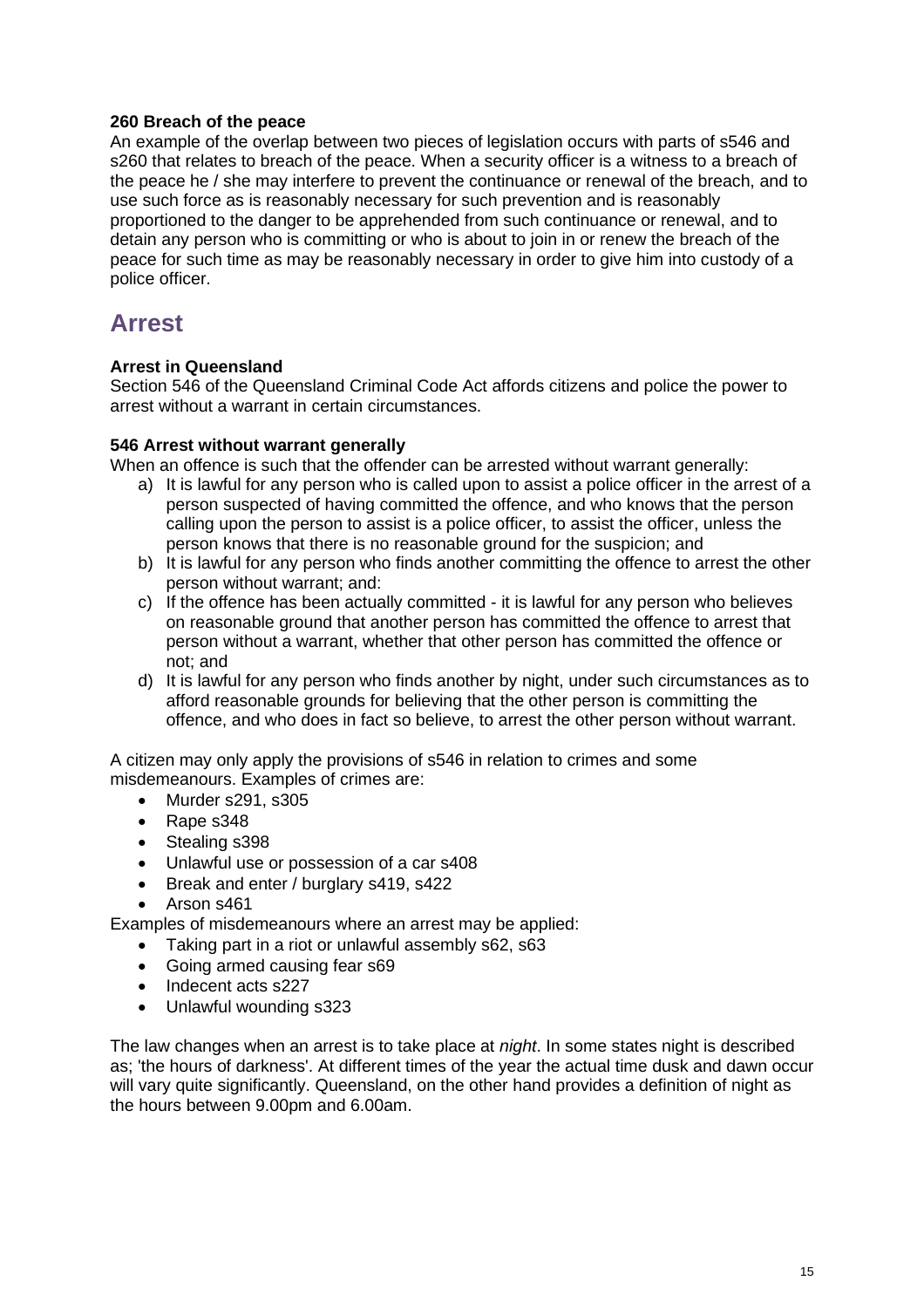**260 Breach of the peace**

An example of the overlap between two pieces of legislation occurs with parts of s546 and s260 that relates to breach of the peace. When a security officer is a witness to a breach of the peace he / she may interfere to prevent the continuance or renewal of the breach, and to use such force as is reasonably necessary for such prevention and is reasonably proportioned to the danger to be apprehended from such continuance or renewal, and to detain any person who is committing or who is about to join in or renew the breach of the peace for such time as may be reasonably necessary in order to give him into custody of a police officer.

## Arrest

**Arrest in Queensland**

Section 546 of the Queensland Criminal Code Act affords citizens and police the power to arrest without a warrant in certain circumstances.

**546 Arrest without warrant generally**

When an offence is such that the offender can be arrested without warrant generally:

a) It is lawful for any person who is called upon to assist a police officer in the arrest of a person suspected of having committed the offence, and who knows that the person calling upon the person to assist is a police officer, to assist the officer, unless the person knows that there is no reasonable ground for the suspicion; and
b) It is lawful for any person who finds another committing the offence to arrest the other person without warrant; and:
c) If the offence has been actually committed - it is lawful for any person who believes on reasonable ground that another person has committed the offence to arrest that person without a warrant, whether that other person has committed the offence or not; and
d) It is lawful for any person who finds another by night, under such circumstances as to afford reasonable grounds for believing that the other person is committing the offence, and who does in fact so believe, to arrest the other person without warrant.

A citizen may only apply the provisions of s546 in relation to crimes and some misdemeanours. Examples of crimes are:

- Murder s291, s305
- Rape s348
- Stealing s398
- Unlawful use or possession of a car s408
- Break and enter / burglary s419, s422
- Arson s461

Examples of misdemeanours where an arrest may be applied:

- Taking part in a riot or unlawful assembly s62, s63
- Going armed causing fear s69
- Indecent acts s227
- Unlawful wounding s323

The law changes when an arrest is to take place at *night*. In some states night is described as; 'the hours of darkness'. At different times of the year the actual time dusk and dawn occur will vary quite significantly. Queensland, on the other hand provides a definition of night as the hours between 9.00pm and 6.00am.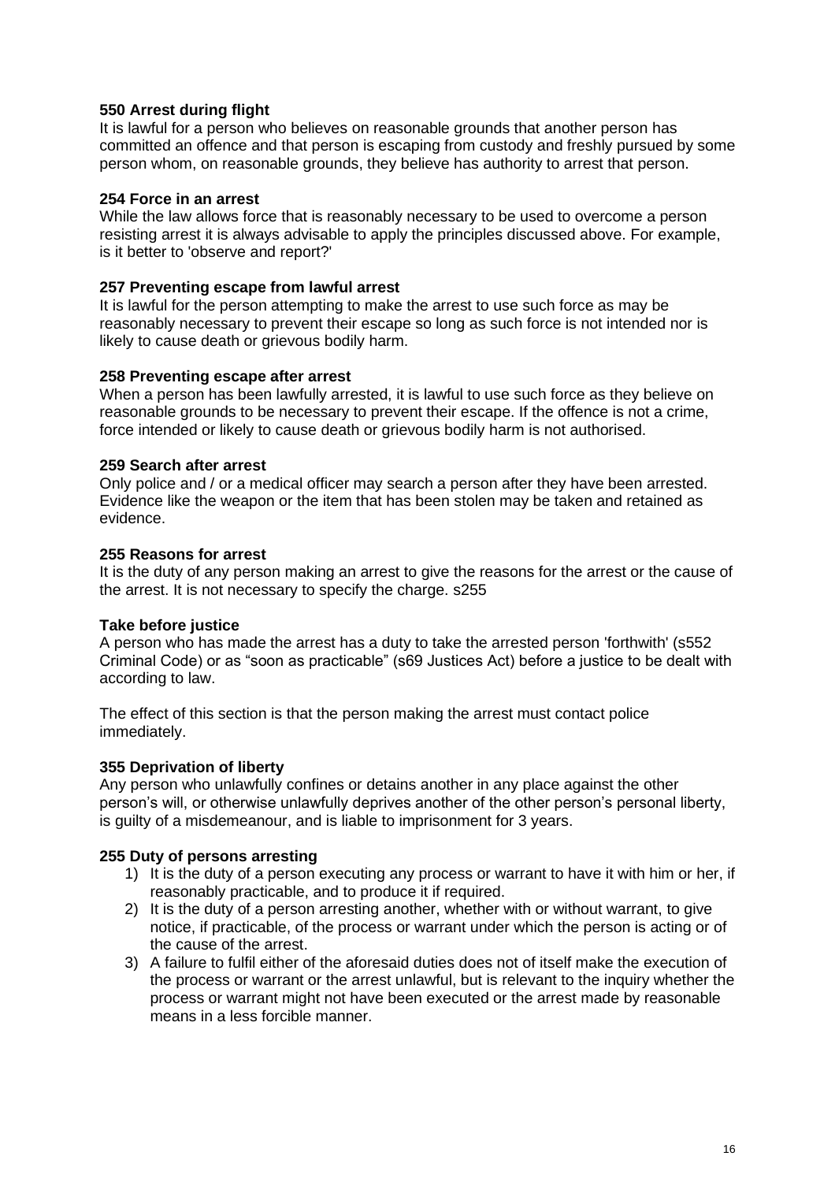**550 Arrest during flight**

It is lawful for a person who believes on reasonable grounds that another person has committed an offence and that person is escaping from custody and freshly pursued by some person whom, on reasonable grounds, they believe has authority to arrest that person.

**254 Force in an arrest**

While the law allows force that is reasonably necessary to be used to overcome a person resisting arrest it is always advisable to apply the principles discussed above. For example, is it better to 'observe and report?'

**257 Preventing escape from lawful arrest**

It is lawful for the person attempting to make the arrest to use such force as may be reasonably necessary to prevent their escape so long as such force is not intended nor is likely to cause death or grievous bodily harm.

**258 Preventing escape after arrest**

When a person has been lawfully arrested, it is lawful to use such force as they believe on reasonable grounds to be necessary to prevent their escape. If the offence is not a crime, force intended or likely to cause death or grievous bodily harm is not authorised.

**259 Search after arrest**

Only police and / or a medical officer may search a person after they have been arrested. Evidence like the weapon or the item that has been stolen may be taken and retained as evidence.

**255 Reasons for arrest**

It is the duty of any person making an arrest to give the reasons for the arrest or the cause of the arrest. It is not necessary to specify the charge. s255

**Take before justice**

A person who has made the arrest has a duty to take the arrested person 'forthwith' (s552 Criminal Code) or as "soon as practicable" (s69 Justices Act) before a justice to be dealt with according to law.

The effect of this section is that the person making the arrest must contact police immediately.

**355 Deprivation of liberty**

Any person who unlawfully confines or detains another in any place against the other person's will, or otherwise unlawfully deprives another of the other person's personal liberty, is guilty of a misdemeanour, and is liable to imprisonment for 3 years.

**255 Duty of persons arresting**

1) It is the duty of a person executing any process or warrant to have it with him or her, if reasonably practicable, and to produce it if required.
2) It is the duty of a person arresting another, whether with or without warrant, to give notice, if practicable, of the process or warrant under which the person is acting or of the cause of the arrest.
3) A failure to fulfil either of the aforesaid duties does not of itself make the execution of the process or warrant or the arrest unlawful, but is relevant to the inquiry whether the process or warrant might not have been executed or the arrest made by reasonable means in a less forcible manner.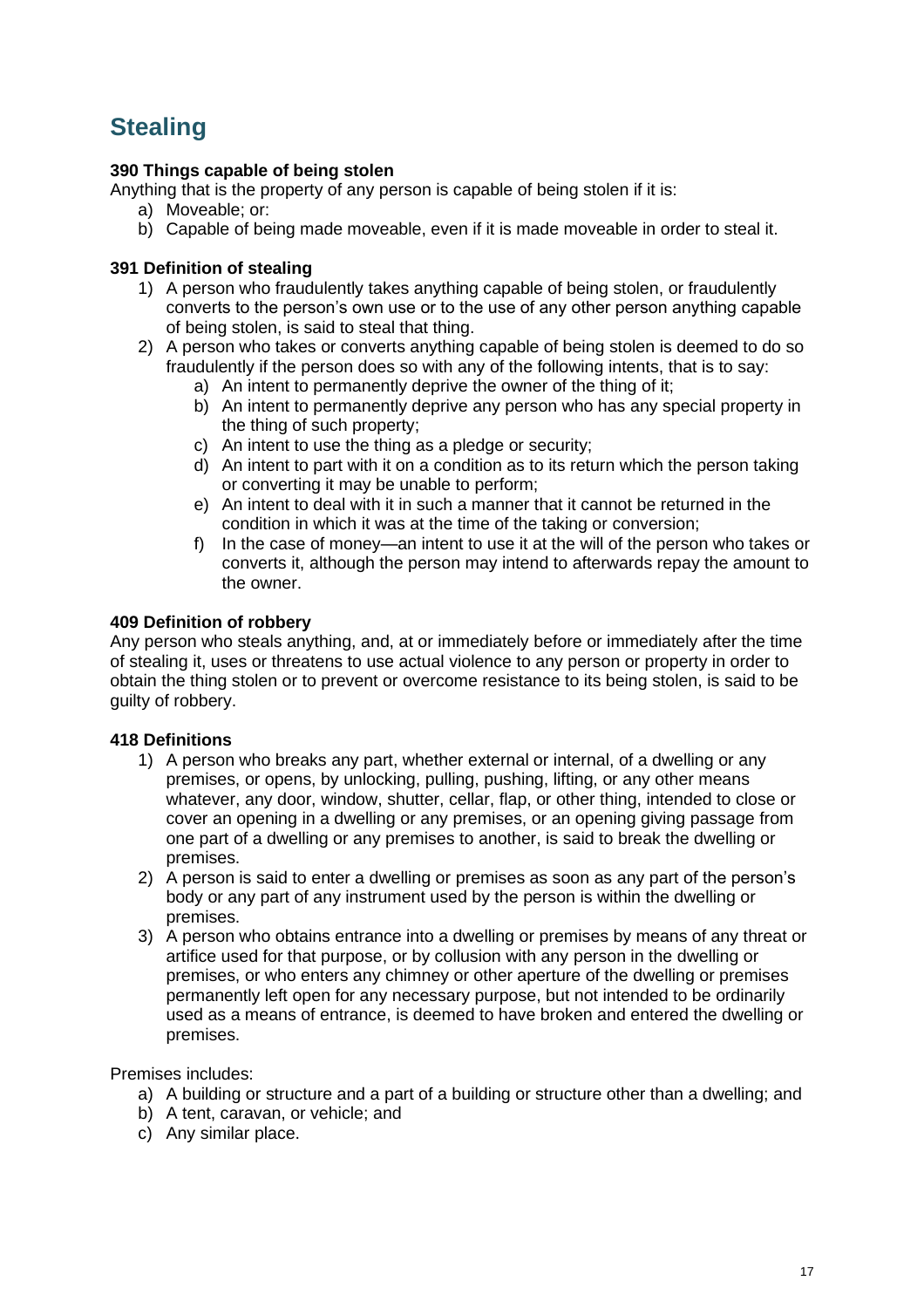# Stealing

**390 Things capable of being stolen**

Anything that is the property of any person is capable of being stolen if it is:

a) Moveable; or:
b) Capable of being made moveable, even if it is made moveable in order to steal it.

**391 Definition of stealing**

1) A person who fraudulently takes anything capable of being stolen, or fraudulently converts to the person's own use or to the use of any other person anything capable of being stolen, is said to steal that thing.
2) A person who takes or converts anything capable of being stolen is deemed to do so fraudulently if the person does so with any of the following intents, that is to say:
   a) An intent to permanently deprive the owner of the thing of it;
   b) An intent to permanently deprive any person who has any special property in the thing of such property;
   c) An intent to use the thing as a pledge or security;
   d) An intent to part with it on a condition as to its return which the person taking or converting it may be unable to perform;
   e) An intent to deal with it in such a manner that it cannot be returned in the condition in which it was at the time of the taking or conversion;
   f) In the case of money—an intent to use it at the will of the person who takes or converts it, although the person may intend to afterwards repay the amount to the owner.

**409 Definition of robbery**

Any person who steals anything, and, at or immediately before or immediately after the time of stealing it, uses or threatens to use actual violence to any person or property in order to obtain the thing stolen or to prevent or overcome resistance to its being stolen, is said to be guilty of robbery.

**418 Definitions**

1) A person who breaks any part, whether external or internal, of a dwelling or any premises, or opens, by unlocking, pulling, pushing, lifting, or any other means whatever, any door, window, shutter, cellar, flap, or other thing, intended to close or cover an opening in a dwelling or any premises, or an opening giving passage from one part of a dwelling or any premises to another, is said to break the dwelling or premises.
2) A person is said to enter a dwelling or premises as soon as any part of the person's body or any part of any instrument used by the person is within the dwelling or premises.
3) A person who obtains entrance into a dwelling or premises by means of any threat or artifice used for that purpose, or by collusion with any person in the dwelling or premises, or who enters any chimney or other aperture of the dwelling or premises permanently left open for any necessary purpose, but not intended to be ordinarily used as a means of entrance, is deemed to have broken and entered the dwelling or premises.

Premises includes:

a) A building or structure and a part of a building or structure other than a dwelling; and
b) A tent, caravan, or vehicle; and
c) Any similar place.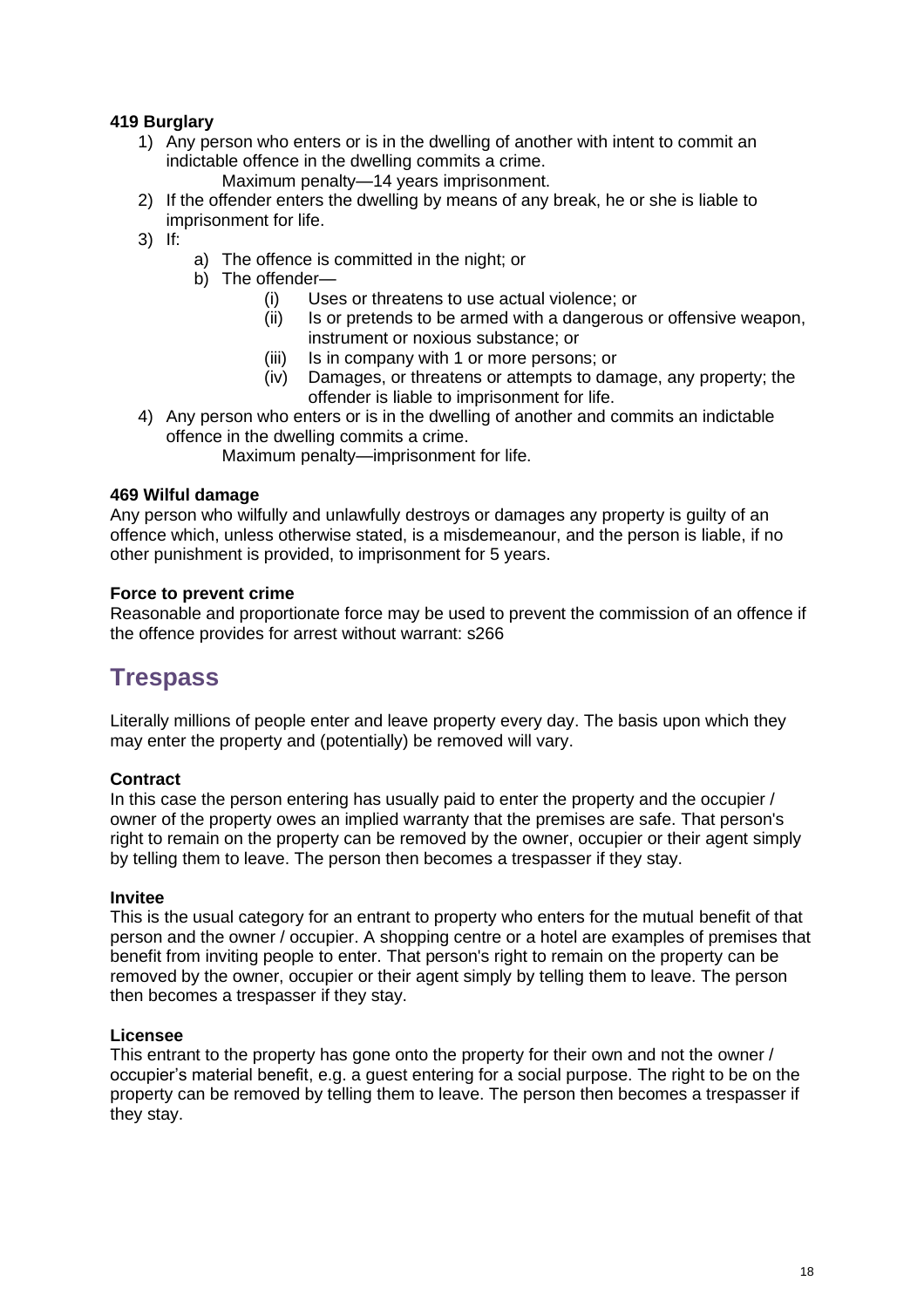**419 Burglary**

1) Any person who enters or is in the dwelling of another with intent to commit an indictable offence in the dwelling commits a crime.
   Maximum penalty—14 years imprisonment.
2) If the offender enters the dwelling by means of any break, he or she is liable to imprisonment for life.
3) If:
   a) The offence is committed in the night; or
   b) The offender—
      (i) Uses or threatens to use actual violence; or
      (ii) Is or pretends to be armed with a dangerous or offensive weapon, instrument or noxious substance; or
      (iii) Is in company with 1 or more persons; or
      (iv) Damages, or threatens or attempts to damage, any property; the offender is liable to imprisonment for life.
4) Any person who enters or is in the dwelling of another and commits an indictable offence in the dwelling commits a crime.
   Maximum penalty—imprisonment for life.

**469 Wilful damage**

Any person who wilfully and unlawfully destroys or damages any property is guilty of an offence which, unless otherwise stated, is a misdemeanour, and the person is liable, if no other punishment is provided, to imprisonment for 5 years.

**Force to prevent crime**

Reasonable and proportionate force may be used to prevent the commission of an offence if the offence provides for arrest without warrant: s266

## Trespass

Literally millions of people enter and leave property every day. The basis upon which they may enter the property and (potentially) be removed will vary.

**Contract**

In this case the person entering has usually paid to enter the property and the occupier / owner of the property owes an implied warranty that the premises are safe. That person's right to remain on the property can be removed by the owner, occupier or their agent simply by telling them to leave. The person then becomes a trespasser if they stay.

**Invitee**

This is the usual category for an entrant to property who enters for the mutual benefit of that person and the owner / occupier. A shopping centre or a hotel are examples of premises that benefit from inviting people to enter. That person's right to remain on the property can be removed by the owner, occupier or their agent simply by telling them to leave. The person then becomes a trespasser if they stay.

**Licensee**

This entrant to the property has gone onto the property for their own and not the owner / occupier's material benefit, e.g. a guest entering for a social purpose. The right to be on the property can be removed by telling them to leave. The person then becomes a trespasser if they stay.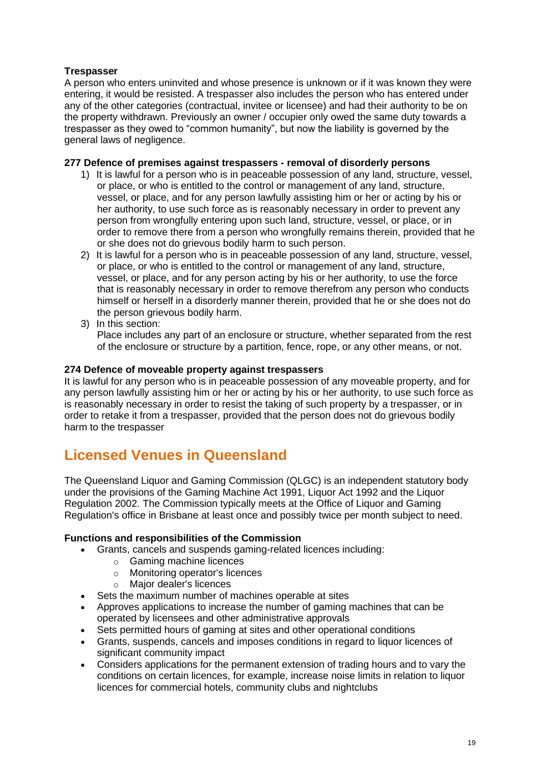**Trespasser**
A person who enters uninvited and whose presence is unknown or if it was known they were entering, it would be resisted. A trespasser also includes the person who has entered under any of the other categories (contractual, invitee or licensee) and had their authority to be on the property withdrawn. Previously an owner / occupier only owed the same duty towards a trespasser as they owed to "common humanity", but now the liability is governed by the general laws of negligence.

**277 Defence of premises against trespassers - removal of disorderly persons**

1) It is lawful for a person who is in peaceable possession of any land, structure, vessel, or place, or who is entitled to the control or management of any land, structure, vessel, or place, and for any person lawfully assisting him or her or acting by his or her authority, to use such force as is reasonably necessary in order to prevent any person from wrongfully entering upon such land, structure, vessel, or place, or in order to remove there from a person who wrongfully remains therein, provided that he or she does not do grievous bodily harm to such person.
2) It is lawful for a person who is in peaceable possession of any land, structure, vessel, or place, or who is entitled to the control or management of any land, structure, vessel, or place, and for any person acting by his or her authority, to use the force that is reasonably necessary in order to remove therefrom any person who conducts himself or herself in a disorderly manner therein, provided that he or she does not do the person grievous bodily harm.
3) In this section:
   Place includes any part of an enclosure or structure, whether separated from the rest of the enclosure or structure by a partition, fence, rope, or any other means, or not.

**274 Defence of moveable property against trespassers**
It is lawful for any person who is in peaceable possession of any moveable property, and for any person lawfully assisting him or her or acting by his or her authority, to use such force as is reasonably necessary in order to resist the taking of such property by a trespasser, or in order to retake it from a trespasser, provided that the person does not do grievous bodily harm to the trespasser

## Licensed Venues in Queensland

The Queensland Liquor and Gaming Commission (QLGC) is an independent statutory body under the provisions of the Gaming Machine Act 1991, Liquor Act 1992 and the Liquor Regulation 2002. The Commission typically meets at the Office of Liquor and Gaming Regulation's office in Brisbane at least once and possibly twice per month subject to need.

**Functions and responsibilities of the Commission**

- Grants, cancels and suspends gaming-related licences including:
  - Gaming machine licences
  - Monitoring operator's licences
  - Major dealer's licences
- Sets the maximum number of machines operable at sites
- Approves applications to increase the number of gaming machines that can be operated by licensees and other administrative approvals
- Sets permitted hours of gaming at sites and other operational conditions
- Grants, suspends, cancels and imposes conditions in regard to liquor licences of significant community impact
- Considers applications for the permanent extension of trading hours and to vary the conditions on certain licences, for example, increase noise limits in relation to liquor licences for commercial hotels, community clubs and nightclubs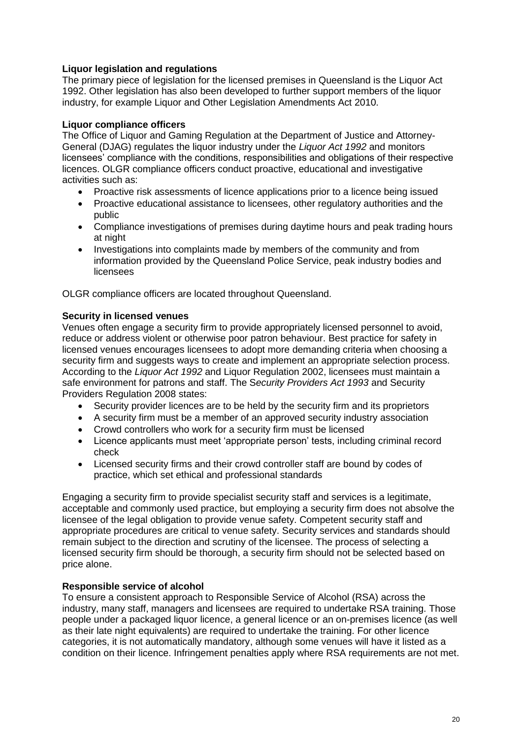**Liquor legislation and regulations**
The primary piece of legislation for the licensed premises in Queensland is the Liquor Act 1992. Other legislation has also been developed to further support members of the liquor industry, for example Liquor and Other Legislation Amendments Act 2010.

**Liquor compliance officers**
The Office of Liquor and Gaming Regulation at the Department of Justice and Attorney-General (DJAG) regulates the liquor industry under the *Liquor Act 1992* and monitors licensees' compliance with the conditions, responsibilities and obligations of their respective licences. OLGR compliance officers conduct proactive, educational and investigative activities such as:

- Proactive risk assessments of licence applications prior to a licence being issued
- Proactive educational assistance to licensees, other regulatory authorities and the public
- Compliance investigations of premises during daytime hours and peak trading hours at night
- Investigations into complaints made by members of the community and from information provided by the Queensland Police Service, peak industry bodies and licensees

OLGR compliance officers are located throughout Queensland.

**Security in licensed venues**
Venues often engage a security firm to provide appropriately licensed personnel to avoid, reduce or address violent or otherwise poor patron behaviour. Best practice for safety in licensed venues encourages licensees to adopt more demanding criteria when choosing a security firm and suggests ways to create and implement an appropriate selection process. According to the *Liquor Act 1992* and Liquor Regulation 2002, licensees must maintain a safe environment for patrons and staff. The S*ecurity Providers Act 1993* and Security Providers Regulation 2008 states:

- Security provider licences are to be held by the security firm and its proprietors
- A security firm must be a member of an approved security industry association
- Crowd controllers who work for a security firm must be licensed
- Licence applicants must meet 'appropriate person' tests, including criminal record check
- Licensed security firms and their crowd controller staff are bound by codes of practice, which set ethical and professional standards

Engaging a security firm to provide specialist security staff and services is a legitimate, acceptable and commonly used practice, but employing a security firm does not absolve the licensee of the legal obligation to provide venue safety. Competent security staff and appropriate procedures are critical to venue safety. Security services and standards should remain subject to the direction and scrutiny of the licensee. The process of selecting a licensed security firm should be thorough, a security firm should not be selected based on price alone.

**Responsible service of alcohol**
To ensure a consistent approach to Responsible Service of Alcohol (RSA) across the industry, many staff, managers and licensees are required to undertake RSA training. Those people under a packaged liquor licence, a general licence or an on-premises licence (as well as their late night equivalents) are required to undertake the training. For other licence categories, it is not automatically mandatory, although some venues will have it listed as a condition on their licence. Infringement penalties apply where RSA requirements are not met.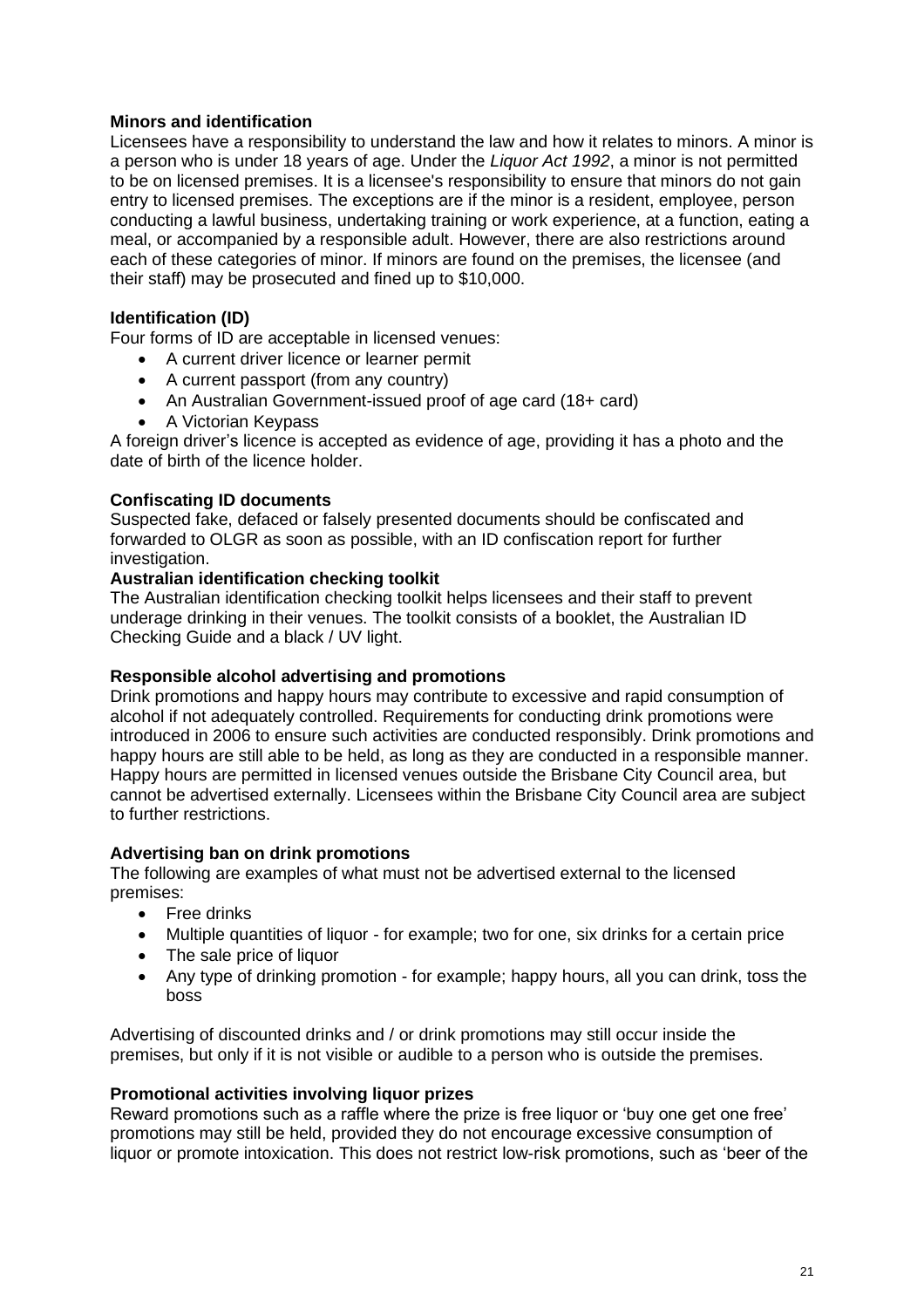**Minors and identification**

Licensees have a responsibility to understand the law and how it relates to minors. A minor is a person who is under 18 years of age. Under the *Liquor Act 1992*, a minor is not permitted to be on licensed premises. It is a licensee's responsibility to ensure that minors do not gain entry to licensed premises. The exceptions are if the minor is a resident, employee, person conducting a lawful business, undertaking training or work experience, at a function, eating a meal, or accompanied by a responsible adult. However, there are also restrictions around each of these categories of minor. If minors are found on the premises, the licensee (and their staff) may be prosecuted and fined up to $10,000.

**Identification (ID)**

Four forms of ID are acceptable in licensed venues:

- A current driver licence or learner permit
- A current passport (from any country)
- An Australian Government-issued proof of age card (18+ card)
- A Victorian Keypass

A foreign driver's licence is accepted as evidence of age, providing it has a photo and the date of birth of the licence holder.

**Confiscating ID documents**

Suspected fake, defaced or falsely presented documents should be confiscated and forwarded to OLGR as soon as possible, with an ID confiscation report for further investigation.

**Australian identification checking toolkit**

The Australian identification checking toolkit helps licensees and their staff to prevent underage drinking in their venues. The toolkit consists of a booklet, the Australian ID Checking Guide and a black / UV light.

**Responsible alcohol advertising and promotions**

Drink promotions and happy hours may contribute to excessive and rapid consumption of alcohol if not adequately controlled. Requirements for conducting drink promotions were introduced in 2006 to ensure such activities are conducted responsibly. Drink promotions and happy hours are still able to be held, as long as they are conducted in a responsible manner. Happy hours are permitted in licensed venues outside the Brisbane City Council area, but cannot be advertised externally. Licensees within the Brisbane City Council area are subject to further restrictions.

**Advertising ban on drink promotions**

The following are examples of what must not be advertised external to the licensed premises:

- Free drinks
- Multiple quantities of liquor - for example; two for one, six drinks for a certain price
- The sale price of liquor
- Any type of drinking promotion - for example; happy hours, all you can drink, toss the boss

Advertising of discounted drinks and / or drink promotions may still occur inside the premises, but only if it is not visible or audible to a person who is outside the premises.

**Promotional activities involving liquor prizes**

Reward promotions such as a raffle where the prize is free liquor or 'buy one get one free' promotions may still be held, provided they do not encourage excessive consumption of liquor or promote intoxication. This does not restrict low-risk promotions, such as 'beer of the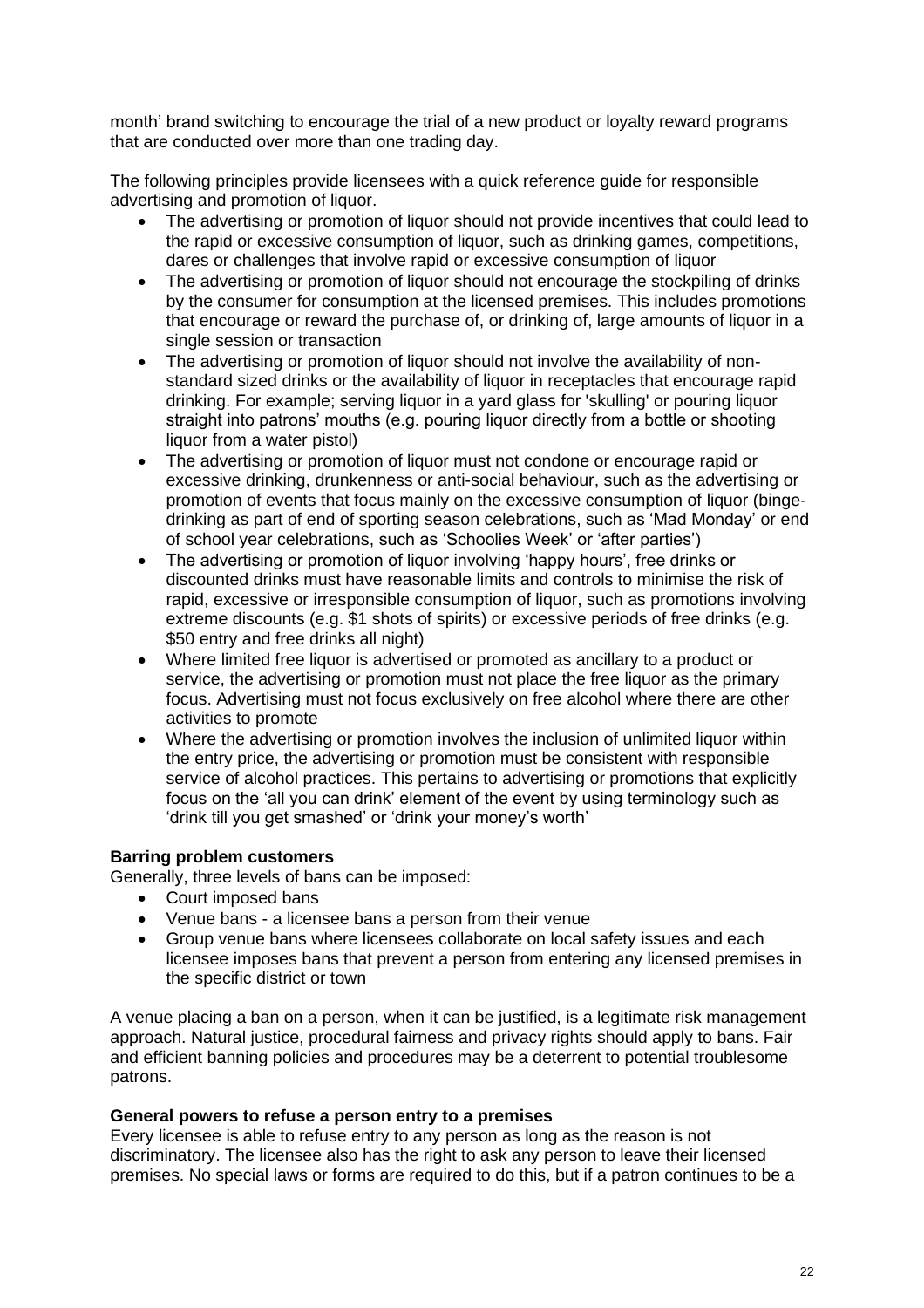month' brand switching to encourage the trial of a new product or loyalty reward programs that are conducted over more than one trading day.

The following principles provide licensees with a quick reference guide for responsible advertising and promotion of liquor.

- The advertising or promotion of liquor should not provide incentives that could lead to the rapid or excessive consumption of liquor, such as drinking games, competitions, dares or challenges that involve rapid or excessive consumption of liquor
- The advertising or promotion of liquor should not encourage the stockpiling of drinks by the consumer for consumption at the licensed premises. This includes promotions that encourage or reward the purchase of, or drinking of, large amounts of liquor in a single session or transaction
- The advertising or promotion of liquor should not involve the availability of non-standard sized drinks or the availability of liquor in receptacles that encourage rapid drinking. For example; serving liquor in a yard glass for 'skulling' or pouring liquor straight into patrons' mouths (e.g. pouring liquor directly from a bottle or shooting liquor from a water pistol)
- The advertising or promotion of liquor must not condone or encourage rapid or excessive drinking, drunkenness or anti-social behaviour, such as the advertising or promotion of events that focus mainly on the excessive consumption of liquor (binge-drinking as part of end of sporting season celebrations, such as 'Mad Monday' or end of school year celebrations, such as 'Schoolies Week' or 'after parties')
- The advertising or promotion of liquor involving 'happy hours', free drinks or discounted drinks must have reasonable limits and controls to minimise the risk of rapid, excessive or irresponsible consumption of liquor, such as promotions involving extreme discounts (e.g. $1 shots of spirits) or excessive periods of free drinks (e.g. $50 entry and free drinks all night)
- Where limited free liquor is advertised or promoted as ancillary to a product or service, the advertising or promotion must not place the free liquor as the primary focus. Advertising must not focus exclusively on free alcohol where there are other activities to promote
- Where the advertising or promotion involves the inclusion of unlimited liquor within the entry price, the advertising or promotion must be consistent with responsible service of alcohol practices. This pertains to advertising or promotions that explicitly focus on the 'all you can drink' element of the event by using terminology such as 'drink till you get smashed' or 'drink your money's worth'

**Barring problem customers**

Generally, three levels of bans can be imposed:

- Court imposed bans
- Venue bans - a licensee bans a person from their venue
- Group venue bans where licensees collaborate on local safety issues and each licensee imposes bans that prevent a person from entering any licensed premises in the specific district or town

A venue placing a ban on a person, when it can be justified, is a legitimate risk management approach. Natural justice, procedural fairness and privacy rights should apply to bans. Fair and efficient banning policies and procedures may be a deterrent to potential troublesome patrons.

**General powers to refuse a person entry to a premises**

Every licensee is able to refuse entry to any person as long as the reason is not discriminatory. The licensee also has the right to ask any person to leave their licensed premises. No special laws or forms are required to do this, but if a patron continues to be a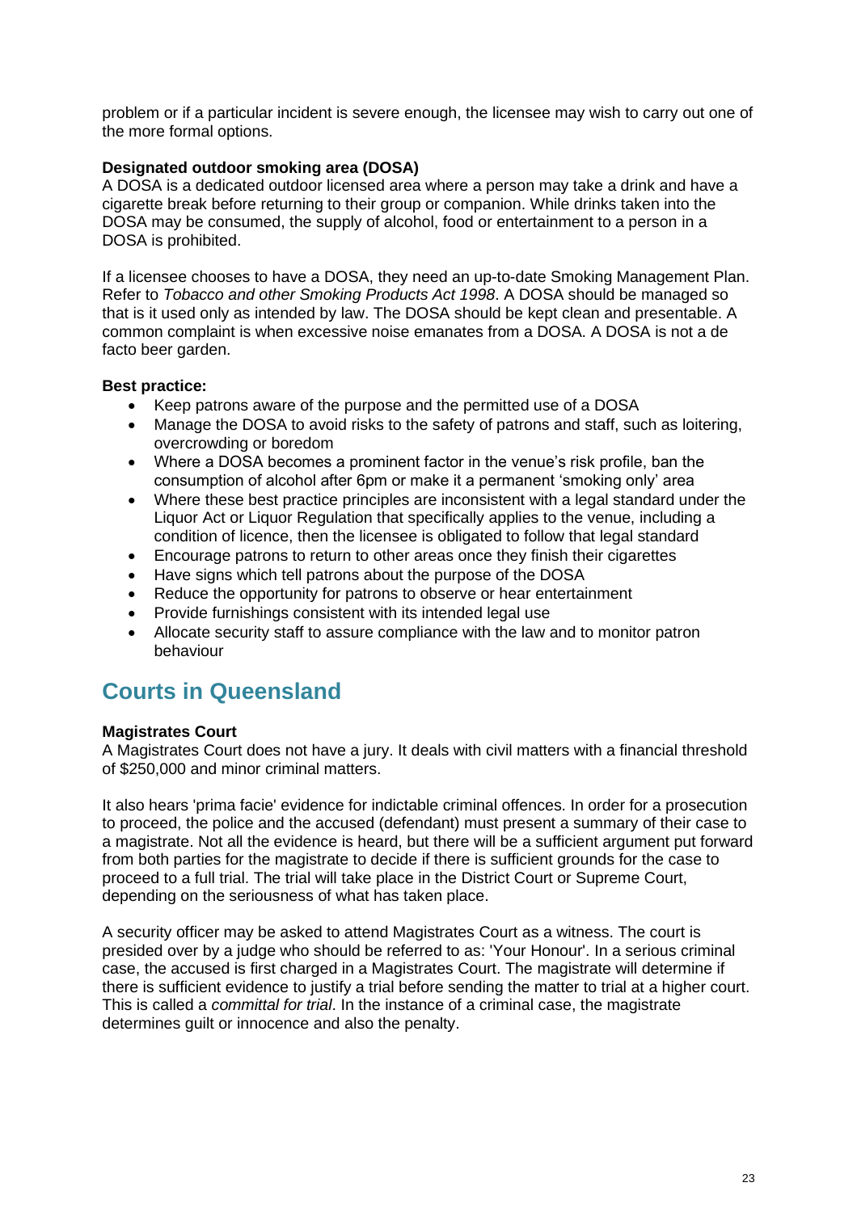problem or if a particular incident is severe enough, the licensee may wish to carry out one of the more formal options.

**Designated outdoor smoking area (DOSA)**
A DOSA is a dedicated outdoor licensed area where a person may take a drink and have a cigarette break before returning to their group or companion. While drinks taken into the DOSA may be consumed, the supply of alcohol, food or entertainment to a person in a DOSA is prohibited.

If a licensee chooses to have a DOSA, they need an up-to-date Smoking Management Plan. Refer to *Tobacco and other Smoking Products Act 1998*. A DOSA should be managed so that is it used only as intended by law. The DOSA should be kept clean and presentable. A common complaint is when excessive noise emanates from a DOSA. A DOSA is not a de facto beer garden.

**Best practice:**

- Keep patrons aware of the purpose and the permitted use of a DOSA
- Manage the DOSA to avoid risks to the safety of patrons and staff, such as loitering, overcrowding or boredom
- Where a DOSA becomes a prominent factor in the venue's risk profile, ban the consumption of alcohol after 6pm or make it a permanent 'smoking only' area
- Where these best practice principles are inconsistent with a legal standard under the Liquor Act or Liquor Regulation that specifically applies to the venue, including a condition of licence, then the licensee is obligated to follow that legal standard
- Encourage patrons to return to other areas once they finish their cigarettes
- Have signs which tell patrons about the purpose of the DOSA
- Reduce the opportunity for patrons to observe or hear entertainment
- Provide furnishings consistent with its intended legal use
- Allocate security staff to assure compliance with the law and to monitor patron behaviour

## Courts in Queensland

**Magistrates Court**
A Magistrates Court does not have a jury. It deals with civil matters with a financial threshold of $250,000 and minor criminal matters.

It also hears 'prima facie' evidence for indictable criminal offences. In order for a prosecution to proceed, the police and the accused (defendant) must present a summary of their case to a magistrate. Not all the evidence is heard, but there will be a sufficient argument put forward from both parties for the magistrate to decide if there is sufficient grounds for the case to proceed to a full trial. The trial will take place in the District Court or Supreme Court, depending on the seriousness of what has taken place.

A security officer may be asked to attend Magistrates Court as a witness. The court is presided over by a judge who should be referred to as: 'Your Honour'. In a serious criminal case, the accused is first charged in a Magistrates Court. The magistrate will determine if there is sufficient evidence to justify a trial before sending the matter to trial at a higher court. This is called a *committal for trial*. In the instance of a criminal case, the magistrate determines guilt or innocence and also the penalty.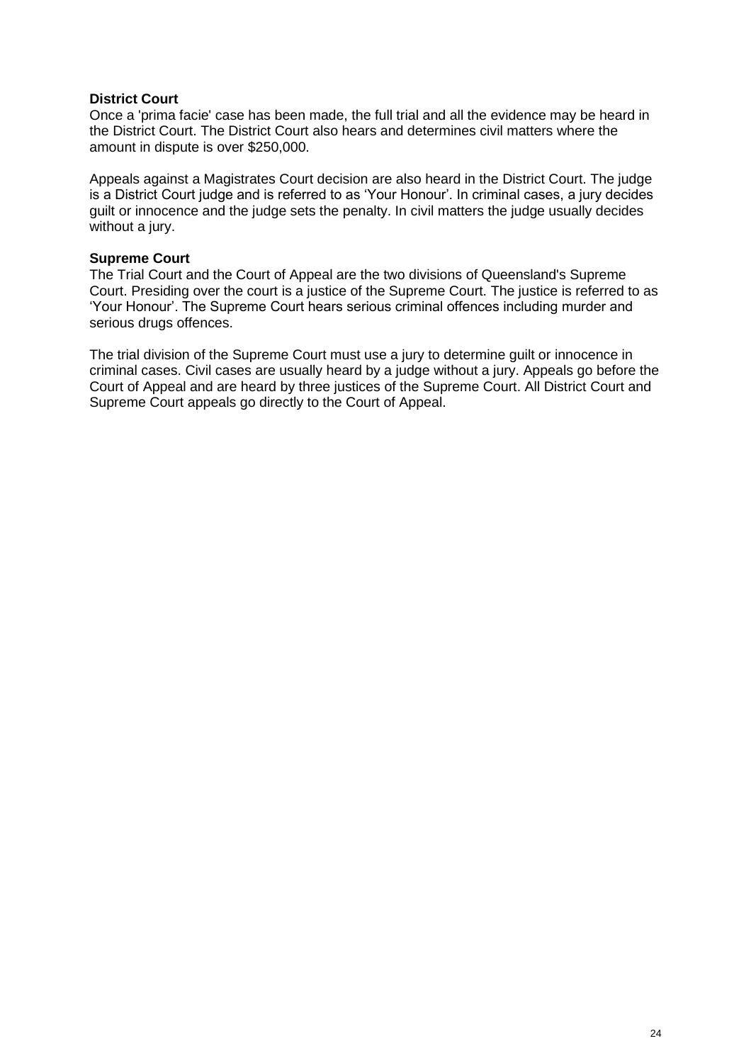**District Court**

Once a 'prima facie' case has been made, the full trial and all the evidence may be heard in the District Court. The District Court also hears and determines civil matters where the amount in dispute is over $250,000.

Appeals against a Magistrates Court decision are also heard in the District Court. The judge is a District Court judge and is referred to as 'Your Honour'. In criminal cases, a jury decides guilt or innocence and the judge sets the penalty. In civil matters the judge usually decides without a jury.

**Supreme Court**

The Trial Court and the Court of Appeal are the two divisions of Queensland's Supreme Court. Presiding over the court is a justice of the Supreme Court. The justice is referred to as 'Your Honour'. The Supreme Court hears serious criminal offences including murder and serious drugs offences.

The trial division of the Supreme Court must use a jury to determine guilt or innocence in criminal cases. Civil cases are usually heard by a judge without a jury. Appeals go before the Court of Appeal and are heard by three justices of the Supreme Court. All District Court and Supreme Court appeals go directly to the Court of Appeal.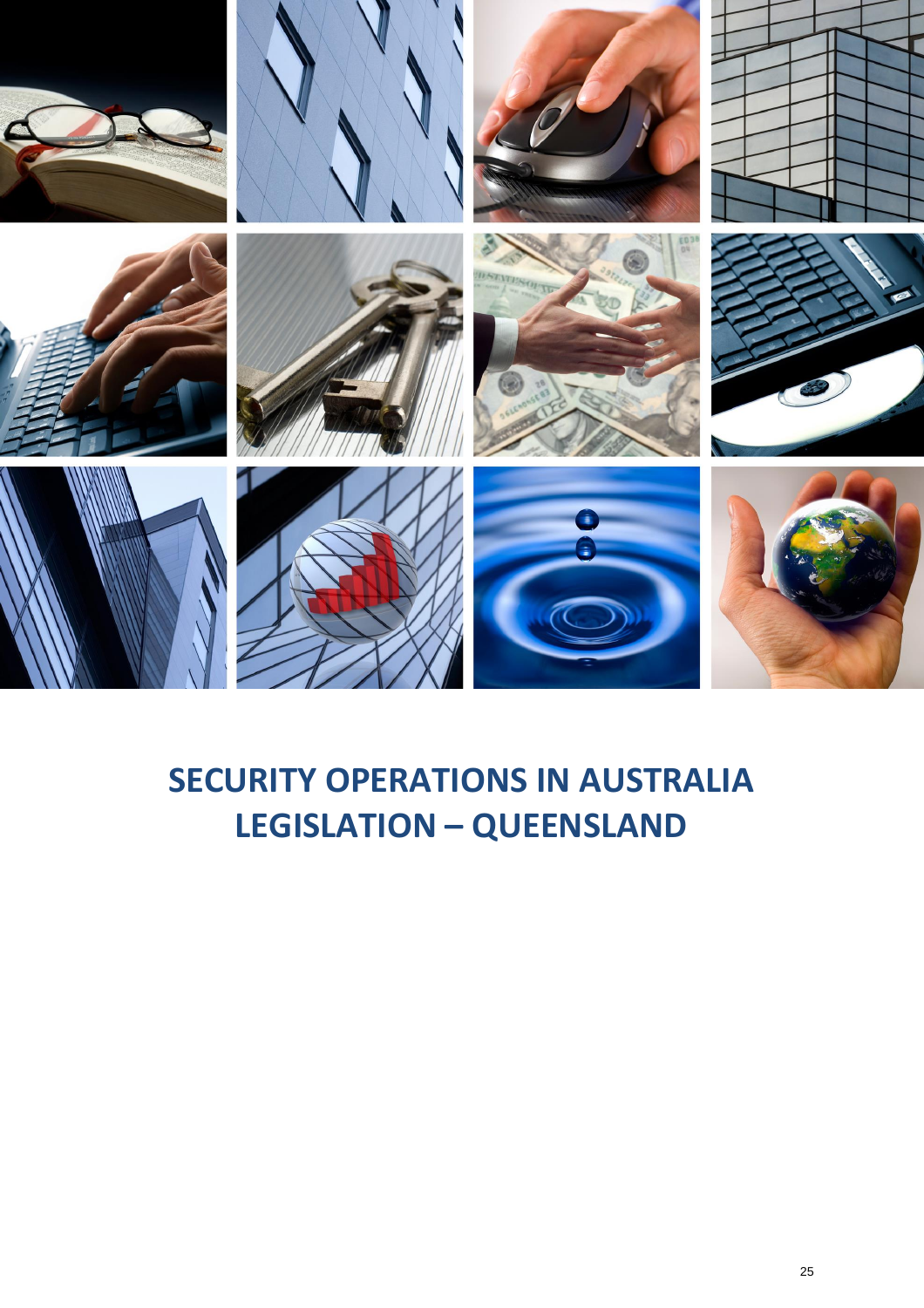# SECURITY OPERATIONS IN AUSTRALIA LEGISLATION – QUEENSLAND